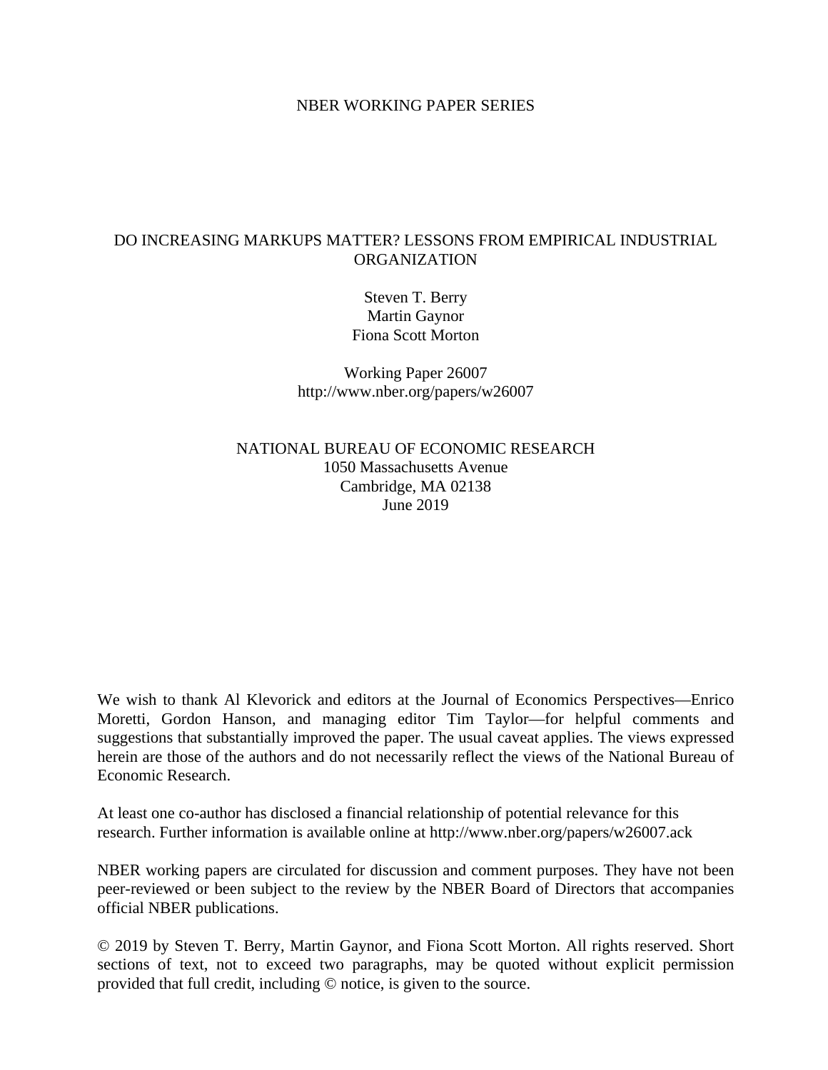NBER WORKING PAPER SERIES

# DO INCREASING MARKUPS MATTER? LESSONS FROM EMPIRICAL INDUSTRIAL ORGANIZATION

Steven T. Berry
Martin Gaynor
Fiona Scott Morton

Working Paper 26007
http://www.nber.org/papers/w26007

NATIONAL BUREAU OF ECONOMIC RESEARCH
1050 Massachusetts Avenue
Cambridge, MA 02138
June 2019

We wish to thank Al Klevorick and editors at the Journal of Economics Perspectives—Enrico Moretti, Gordon Hanson, and managing editor Tim Taylor—for helpful comments and suggestions that substantially improved the paper. The usual caveat applies. The views expressed herein are those of the authors and do not necessarily reflect the views of the National Bureau of Economic Research.

At least one co-author has disclosed a financial relationship of potential relevance for this research. Further information is available online at http://www.nber.org/papers/w26007.ack

NBER working papers are circulated for discussion and comment purposes. They have not been peer-reviewed or been subject to the review by the NBER Board of Directors that accompanies official NBER publications.

© 2019 by Steven T. Berry, Martin Gaynor, and Fiona Scott Morton. All rights reserved. Short sections of text, not to exceed two paragraphs, may be quoted without explicit permission provided that full credit, including © notice, is given to the source.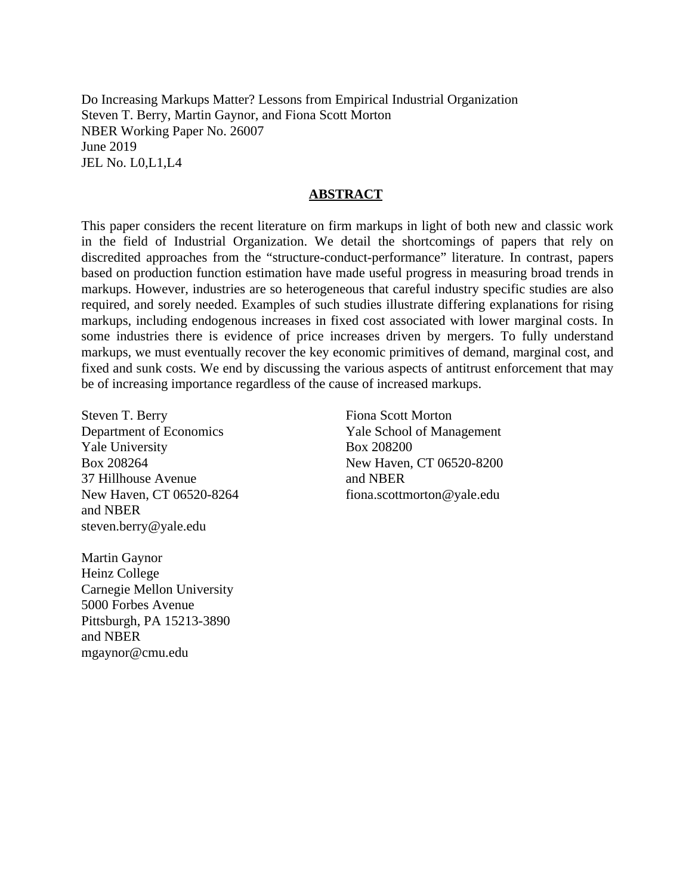Do Increasing Markups Matter? Lessons from Empirical Industrial Organization
Steven T. Berry, Martin Gaynor, and Fiona Scott Morton
NBER Working Paper No. 26007
June 2019
JEL No. L0,L1,L4

## ABSTRACT

This paper considers the recent literature on firm markups in light of both new and classic work in the field of Industrial Organization. We detail the shortcomings of papers that rely on discredited approaches from the "structure-conduct-performance" literature. In contrast, papers based on production function estimation have made useful progress in measuring broad trends in markups. However, industries are so heterogeneous that careful industry specific studies are also required, and sorely needed. Examples of such studies illustrate differing explanations for rising markups, including endogenous increases in fixed cost associated with lower marginal costs. In some industries there is evidence of price increases driven by mergers. To fully understand markups, we must eventually recover the key economic primitives of demand, marginal cost, and fixed and sunk costs. We end by discussing the various aspects of antitrust enforcement that may be of increasing importance regardless of the cause of increased markups.

Steven T. Berry
Department of Economics
Yale University
Box 208264
37 Hillhouse Avenue
New Haven, CT 06520-8264
and NBER
steven.berry@yale.edu

Martin Gaynor
Heinz College
Carnegie Mellon University
5000 Forbes Avenue
Pittsburgh, PA 15213-3890
and NBER
mgaynor@cmu.edu

Fiona Scott Morton
Yale School of Management
Box 208200
New Haven, CT 06520-8200
and NBER
fiona.scottmorton@yale.edu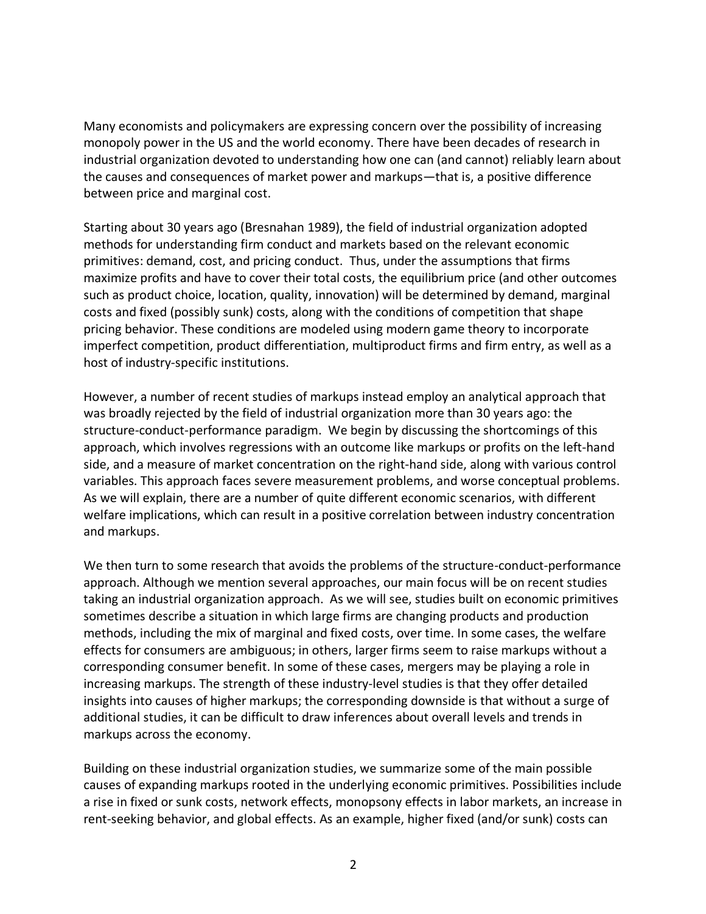Many economists and policymakers are expressing concern over the possibility of increasing monopoly power in the US and the world economy. There have been decades of research in industrial organization devoted to understanding how one can (and cannot) reliably learn about the causes and consequences of market power and markups—that is, a positive difference between price and marginal cost.

Starting about 30 years ago (Bresnahan 1989), the field of industrial organization adopted methods for understanding firm conduct and markets based on the relevant economic primitives: demand, cost, and pricing conduct. Thus, under the assumptions that firms maximize profits and have to cover their total costs, the equilibrium price (and other outcomes such as product choice, location, quality, innovation) will be determined by demand, marginal costs and fixed (possibly sunk) costs, along with the conditions of competition that shape pricing behavior. These conditions are modeled using modern game theory to incorporate imperfect competition, product differentiation, multiproduct firms and firm entry, as well as a host of industry-specific institutions.

However, a number of recent studies of markups instead employ an analytical approach that was broadly rejected by the field of industrial organization more than 30 years ago: the structure-conduct-performance paradigm. We begin by discussing the shortcomings of this approach, which involves regressions with an outcome like markups or profits on the left-hand side, and a measure of market concentration on the right-hand side, along with various control variables. This approach faces severe measurement problems, and worse conceptual problems. As we will explain, there are a number of quite different economic scenarios, with different welfare implications, which can result in a positive correlation between industry concentration and markups.

We then turn to some research that avoids the problems of the structure-conduct-performance approach. Although we mention several approaches, our main focus will be on recent studies taking an industrial organization approach. As we will see, studies built on economic primitives sometimes describe a situation in which large firms are changing products and production methods, including the mix of marginal and fixed costs, over time. In some cases, the welfare effects for consumers are ambiguous; in others, larger firms seem to raise markups without a corresponding consumer benefit. In some of these cases, mergers may be playing a role in increasing markups. The strength of these industry-level studies is that they offer detailed insights into causes of higher markups; the corresponding downside is that without a surge of additional studies, it can be difficult to draw inferences about overall levels and trends in markups across the economy.

Building on these industrial organization studies, we summarize some of the main possible causes of expanding markups rooted in the underlying economic primitives. Possibilities include a rise in fixed or sunk costs, network effects, monopsony effects in labor markets, an increase in rent-seeking behavior, and global effects. As an example, higher fixed (and/or sunk) costs can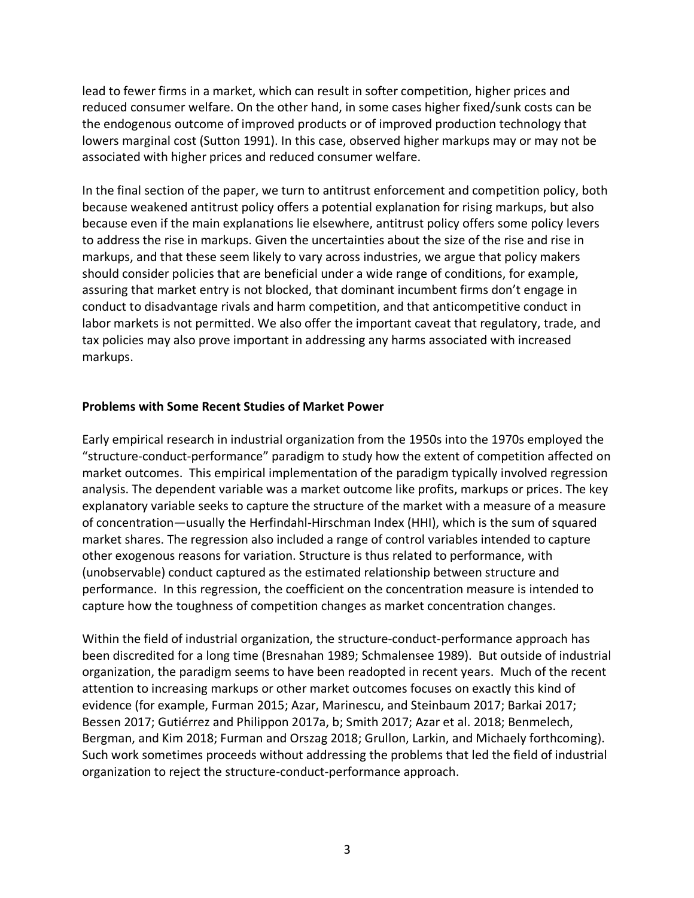lead to fewer firms in a market, which can result in softer competition, higher prices and reduced consumer welfare. On the other hand, in some cases higher fixed/sunk costs can be the endogenous outcome of improved products or of improved production technology that lowers marginal cost (Sutton 1991). In this case, observed higher markups may or may not be associated with higher prices and reduced consumer welfare.

In the final section of the paper, we turn to antitrust enforcement and competition policy, both because weakened antitrust policy offers a potential explanation for rising markups, but also because even if the main explanations lie elsewhere, antitrust policy offers some policy levers to address the rise in markups. Given the uncertainties about the size of the rise and rise in markups, and that these seem likely to vary across industries, we argue that policy makers should consider policies that are beneficial under a wide range of conditions, for example, assuring that market entry is not blocked, that dominant incumbent firms don't engage in conduct to disadvantage rivals and harm competition, and that anticompetitive conduct in labor markets is not permitted. We also offer the important caveat that regulatory, trade, and tax policies may also prove important in addressing any harms associated with increased markups.

## Problems with Some Recent Studies of Market Power

Early empirical research in industrial organization from the 1950s into the 1970s employed the "structure-conduct-performance" paradigm to study how the extent of competition affected on market outcomes. This empirical implementation of the paradigm typically involved regression analysis. The dependent variable was a market outcome like profits, markups or prices. The key explanatory variable seeks to capture the structure of the market with a measure of a measure of concentration—usually the Herfindahl-Hirschman Index (HHI), which is the sum of squared market shares. The regression also included a range of control variables intended to capture other exogenous reasons for variation. Structure is thus related to performance, with (unobservable) conduct captured as the estimated relationship between structure and performance. In this regression, the coefficient on the concentration measure is intended to capture how the toughness of competition changes as market concentration changes.

Within the field of industrial organization, the structure-conduct-performance approach has been discredited for a long time (Bresnahan 1989; Schmalensee 1989). But outside of industrial organization, the paradigm seems to have been readopted in recent years. Much of the recent attention to increasing markups or other market outcomes focuses on exactly this kind of evidence (for example, Furman 2015; Azar, Marinescu, and Steinbaum 2017; Barkai 2017; Bessen 2017; Gutiérrez and Philippon 2017a, b; Smith 2017; Azar et al. 2018; Benmelech, Bergman, and Kim 2018; Furman and Orszag 2018; Grullon, Larkin, and Michaely forthcoming). Such work sometimes proceeds without addressing the problems that led the field of industrial organization to reject the structure-conduct-performance approach.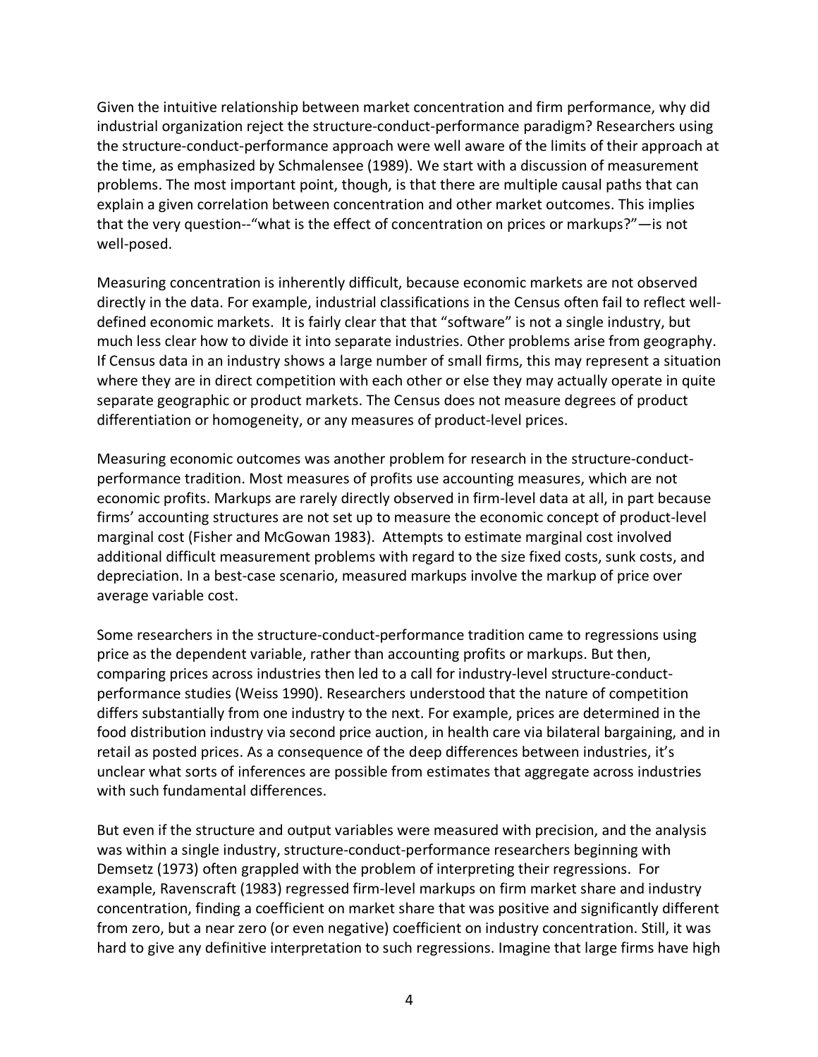Given the intuitive relationship between market concentration and firm performance, why did industrial organization reject the structure-conduct-performance paradigm? Researchers using the structure-conduct-performance approach were well aware of the limits of their approach at the time, as emphasized by Schmalensee (1989). We start with a discussion of measurement problems. The most important point, though, is that there are multiple causal paths that can explain a given correlation between concentration and other market outcomes. This implies that the very question--"what is the effect of concentration on prices or markups?"—is not well-posed.

Measuring concentration is inherently difficult, because economic markets are not observed directly in the data. For example, industrial classifications in the Census often fail to reflect well-defined economic markets. It is fairly clear that that "software" is not a single industry, but much less clear how to divide it into separate industries. Other problems arise from geography. If Census data in an industry shows a large number of small firms, this may represent a situation where they are in direct competition with each other or else they may actually operate in quite separate geographic or product markets. The Census does not measure degrees of product differentiation or homogeneity, or any measures of product-level prices.

Measuring economic outcomes was another problem for research in the structure-conduct-performance tradition. Most measures of profits use accounting measures, which are not economic profits. Markups are rarely directly observed in firm-level data at all, in part because firms' accounting structures are not set up to measure the economic concept of product-level marginal cost (Fisher and McGowan 1983). Attempts to estimate marginal cost involved additional difficult measurement problems with regard to the size fixed costs, sunk costs, and depreciation. In a best-case scenario, measured markups involve the markup of price over average variable cost.

Some researchers in the structure-conduct-performance tradition came to regressions using price as the dependent variable, rather than accounting profits or markups. But then, comparing prices across industries then led to a call for industry-level structure-conduct-performance studies (Weiss 1990). Researchers understood that the nature of competition differs substantially from one industry to the next. For example, prices are determined in the food distribution industry via second price auction, in health care via bilateral bargaining, and in retail as posted prices. As a consequence of the deep differences between industries, it's unclear what sorts of inferences are possible from estimates that aggregate across industries with such fundamental differences.

But even if the structure and output variables were measured with precision, and the analysis was within a single industry, structure-conduct-performance researchers beginning with Demsetz (1973) often grappled with the problem of interpreting their regressions. For example, Ravenscraft (1983) regressed firm-level markups on firm market share and industry concentration, finding a coefficient on market share that was positive and significantly different from zero, but a near zero (or even negative) coefficient on industry concentration. Still, it was hard to give any definitive interpretation to such regressions. Imagine that large firms have high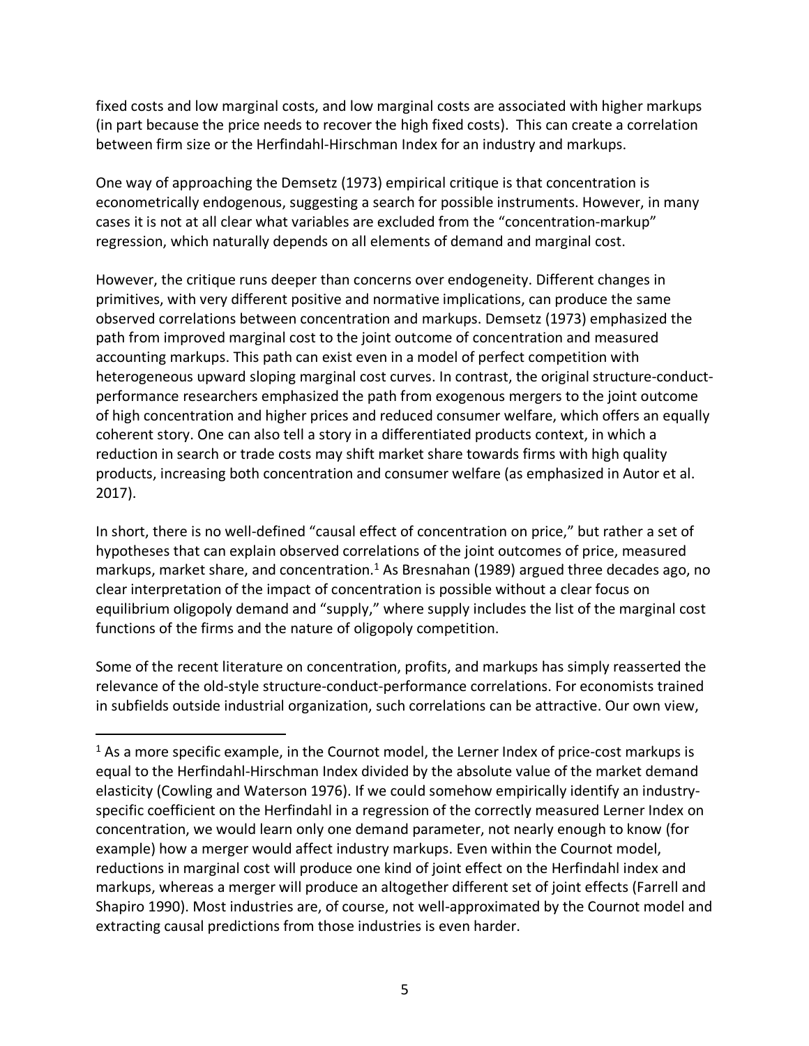fixed costs and low marginal costs, and low marginal costs are associated with higher markups (in part because the price needs to recover the high fixed costs). This can create a correlation between firm size or the Herfindahl-Hirschman Index for an industry and markups.

One way of approaching the Demsetz (1973) empirical critique is that concentration is econometrically endogenous, suggesting a search for possible instruments. However, in many cases it is not at all clear what variables are excluded from the "concentration-markup" regression, which naturally depends on all elements of demand and marginal cost.

However, the critique runs deeper than concerns over endogeneity. Different changes in primitives, with very different positive and normative implications, can produce the same observed correlations between concentration and markups. Demsetz (1973) emphasized the path from improved marginal cost to the joint outcome of concentration and measured accounting markups. This path can exist even in a model of perfect competition with heterogeneous upward sloping marginal cost curves. In contrast, the original structure-conduct-performance researchers emphasized the path from exogenous mergers to the joint outcome of high concentration and higher prices and reduced consumer welfare, which offers an equally coherent story. One can also tell a story in a differentiated products context, in which a reduction in search or trade costs may shift market share towards firms with high quality products, increasing both concentration and consumer welfare (as emphasized in Autor et al. 2017).

In short, there is no well-defined "causal effect of concentration on price," but rather a set of hypotheses that can explain observed correlations of the joint outcomes of price, measured markups, market share, and concentration.[1] As Bresnahan (1989) argued three decades ago, no clear interpretation of the impact of concentration is possible without a clear focus on equilibrium oligopoly demand and "supply," where supply includes the list of the marginal cost functions of the firms and the nature of oligopoly competition.

Some of the recent literature on concentration, profits, and markups has simply reasserted the relevance of the old-style structure-conduct-performance correlations. For economists trained in subfields outside industrial organization, such correlations can be attractive. Our own view,

[1] As a more specific example, in the Cournot model, the Lerner Index of price-cost markups is equal to the Herfindahl-Hirschman Index divided by the absolute value of the market demand elasticity (Cowling and Waterson 1976). If we could somehow empirically identify an industry-specific coefficient on the Herfindahl in a regression of the correctly measured Lerner Index on concentration, we would learn only one demand parameter, not nearly enough to know (for example) how a merger would affect industry markups. Even within the Cournot model, reductions in marginal cost will produce one kind of joint effect on the Herfindahl index and markups, whereas a merger will produce an altogether different set of joint effects (Farrell and Shapiro 1990). Most industries are, of course, not well-approximated by the Cournot model and extracting causal predictions from those industries is even harder.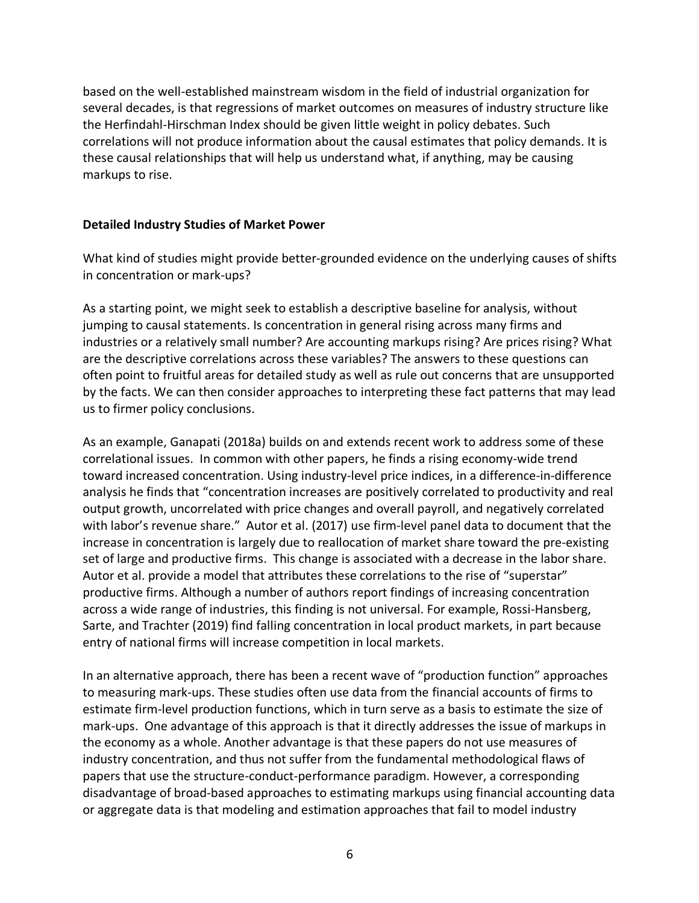based on the well-established mainstream wisdom in the field of industrial organization for several decades, is that regressions of market outcomes on measures of industry structure like the Herfindahl-Hirschman Index should be given little weight in policy debates. Such correlations will not produce information about the causal estimates that policy demands. It is these causal relationships that will help us understand what, if anything, may be causing markups to rise.

**Detailed Industry Studies of Market Power**

What kind of studies might provide better-grounded evidence on the underlying causes of shifts in concentration or mark-ups?

As a starting point, we might seek to establish a descriptive baseline for analysis, without jumping to causal statements. Is concentration in general rising across many firms and industries or a relatively small number? Are accounting markups rising? Are prices rising? What are the descriptive correlations across these variables? The answers to these questions can often point to fruitful areas for detailed study as well as rule out concerns that are unsupported by the facts. We can then consider approaches to interpreting these fact patterns that may lead us to firmer policy conclusions.

As an example, Ganapati (2018a) builds on and extends recent work to address some of these correlational issues. In common with other papers, he finds a rising economy-wide trend toward increased concentration. Using industry-level price indices, in a difference-in-difference analysis he finds that "concentration increases are positively correlated to productivity and real output growth, uncorrelated with price changes and overall payroll, and negatively correlated with labor's revenue share." Autor et al. (2017) use firm-level panel data to document that the increase in concentration is largely due to reallocation of market share toward the pre-existing set of large and productive firms. This change is associated with a decrease in the labor share. Autor et al. provide a model that attributes these correlations to the rise of "superstar" productive firms. Although a number of authors report findings of increasing concentration across a wide range of industries, this finding is not universal. For example, Rossi-Hansberg, Sarte, and Trachter (2019) find falling concentration in local product markets, in part because entry of national firms will increase competition in local markets.

In an alternative approach, there has been a recent wave of "production function" approaches to measuring mark-ups. These studies often use data from the financial accounts of firms to estimate firm-level production functions, which in turn serve as a basis to estimate the size of mark-ups. One advantage of this approach is that it directly addresses the issue of markups in the economy as a whole. Another advantage is that these papers do not use measures of industry concentration, and thus not suffer from the fundamental methodological flaws of papers that use the structure-conduct-performance paradigm. However, a corresponding disadvantage of broad-based approaches to estimating markups using financial accounting data or aggregate data is that modeling and estimation approaches that fail to model industry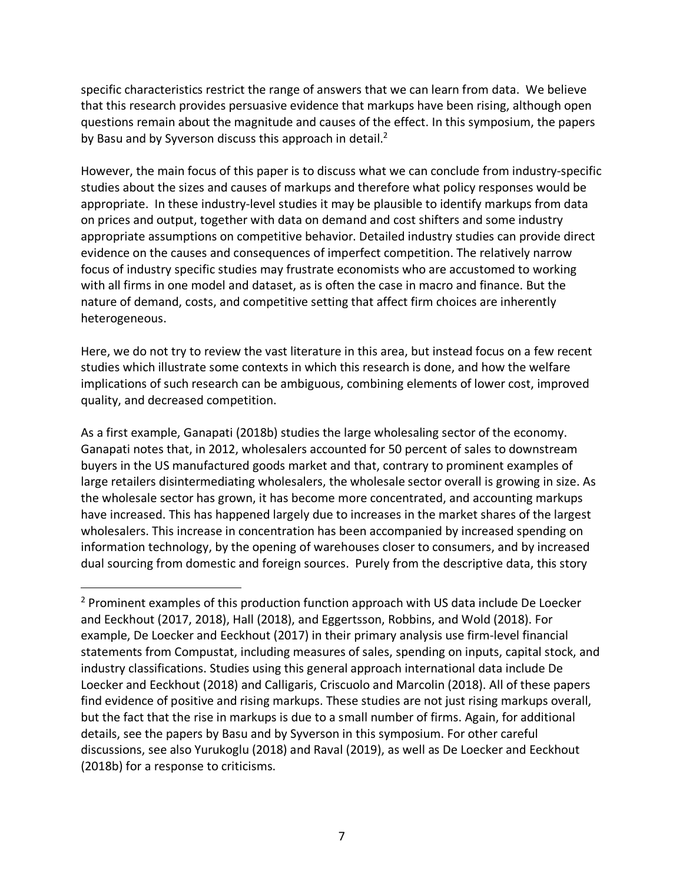specific characteristics restrict the range of answers that we can learn from data. We believe that this research provides persuasive evidence that markups have been rising, although open questions remain about the magnitude and causes of the effect. In this symposium, the papers by Basu and by Syverson discuss this approach in detail.[2]

However, the main focus of this paper is to discuss what we can conclude from industry-specific studies about the sizes and causes of markups and therefore what policy responses would be appropriate. In these industry-level studies it may be plausible to identify markups from data on prices and output, together with data on demand and cost shifters and some industry appropriate assumptions on competitive behavior. Detailed industry studies can provide direct evidence on the causes and consequences of imperfect competition. The relatively narrow focus of industry specific studies may frustrate economists who are accustomed to working with all firms in one model and dataset, as is often the case in macro and finance. But the nature of demand, costs, and competitive setting that affect firm choices are inherently heterogeneous.

Here, we do not try to review the vast literature in this area, but instead focus on a few recent studies which illustrate some contexts in which this research is done, and how the welfare implications of such research can be ambiguous, combining elements of lower cost, improved quality, and decreased competition.

As a first example, Ganapati (2018b) studies the large wholesaling sector of the economy. Ganapati notes that, in 2012, wholesalers accounted for 50 percent of sales to downstream buyers in the US manufactured goods market and that, contrary to prominent examples of large retailers disintermediating wholesalers, the wholesale sector overall is growing in size. As the wholesale sector has grown, it has become more concentrated, and accounting markups have increased. This has happened largely due to increases in the market shares of the largest wholesalers. This increase in concentration has been accompanied by increased spending on information technology, by the opening of warehouses closer to consumers, and by increased dual sourcing from domestic and foreign sources. Purely from the descriptive data, this story

[2] Prominent examples of this production function approach with US data include De Loecker and Eeckhout (2017, 2018), Hall (2018), and Eggertsson, Robbins, and Wold (2018). For example, De Loecker and Eeckhout (2017) in their primary analysis use firm-level financial statements from Compustat, including measures of sales, spending on inputs, capital stock, and industry classifications. Studies using this general approach international data include De Loecker and Eeckhout (2018) and Calligaris, Criscuolo and Marcolin (2018). All of these papers find evidence of positive and rising markups. These studies are not just rising markups overall, but the fact that the rise in markups is due to a small number of firms. Again, for additional details, see the papers by Basu and by Syverson in this symposium. For other careful discussions, see also Yurukoglu (2018) and Raval (2019), as well as De Loecker and Eeckhout (2018b) for a response to criticisms.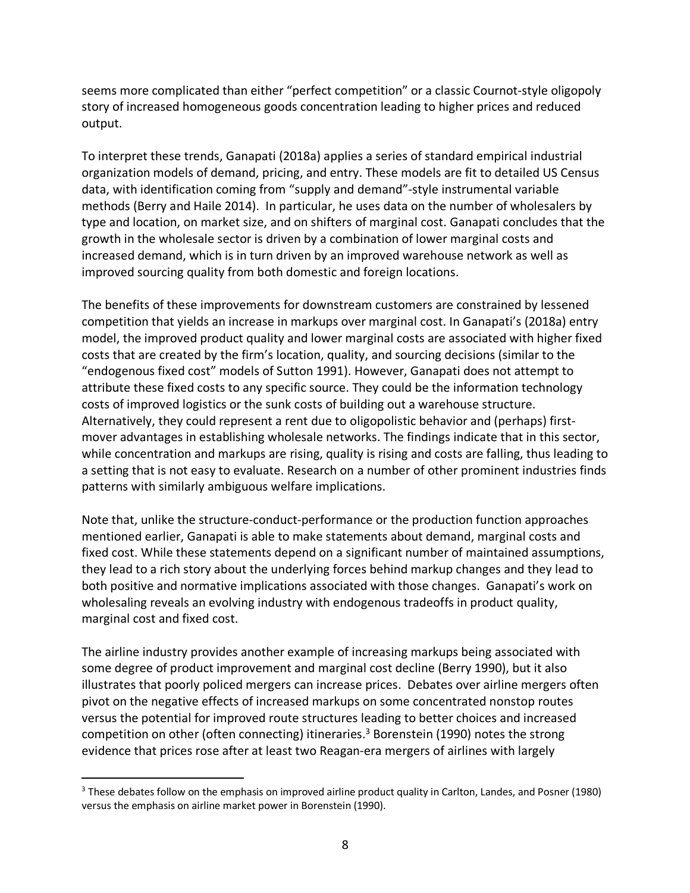seems more complicated than either "perfect competition" or a classic Cournot-style oligopoly story of increased homogeneous goods concentration leading to higher prices and reduced output.

To interpret these trends, Ganapati (2018a) applies a series of standard empirical industrial organization models of demand, pricing, and entry. These models are fit to detailed US Census data, with identification coming from "supply and demand"-style instrumental variable methods (Berry and Haile 2014). In particular, he uses data on the number of wholesalers by type and location, on market size, and on shifters of marginal cost. Ganapati concludes that the growth in the wholesale sector is driven by a combination of lower marginal costs and increased demand, which is in turn driven by an improved warehouse network as well as improved sourcing quality from both domestic and foreign locations.

The benefits of these improvements for downstream customers are constrained by lessened competition that yields an increase in markups over marginal cost. In Ganapati's (2018a) entry model, the improved product quality and lower marginal costs are associated with higher fixed costs that are created by the firm's location, quality, and sourcing decisions (similar to the "endogenous fixed cost" models of Sutton 1991). However, Ganapati does not attempt to attribute these fixed costs to any specific source. They could be the information technology costs of improved logistics or the sunk costs of building out a warehouse structure. Alternatively, they could represent a rent due to oligopolistic behavior and (perhaps) first-mover advantages in establishing wholesale networks. The findings indicate that in this sector, while concentration and markups are rising, quality is rising and costs are falling, thus leading to a setting that is not easy to evaluate. Research on a number of other prominent industries finds patterns with similarly ambiguous welfare implications.

Note that, unlike the structure-conduct-performance or the production function approaches mentioned earlier, Ganapati is able to make statements about demand, marginal costs and fixed cost. While these statements depend on a significant number of maintained assumptions, they lead to a rich story about the underlying forces behind markup changes and they lead to both positive and normative implications associated with those changes. Ganapati's work on wholesaling reveals an evolving industry with endogenous tradeoffs in product quality, marginal cost and fixed cost.

The airline industry provides another example of increasing markups being associated with some degree of product improvement and marginal cost decline (Berry 1990), but it also illustrates that poorly policed mergers can increase prices. Debates over airline mergers often pivot on the negative effects of increased markups on some concentrated nonstop routes versus the potential for improved route structures leading to better choices and increased competition on other (often connecting) itineraries.[3] Borenstein (1990) notes the strong evidence that prices rose after at least two Reagan-era mergers of airlines with largely

[3] These debates follow on the emphasis on improved airline product quality in Carlton, Landes, and Posner (1980) versus the emphasis on airline market power in Borenstein (1990).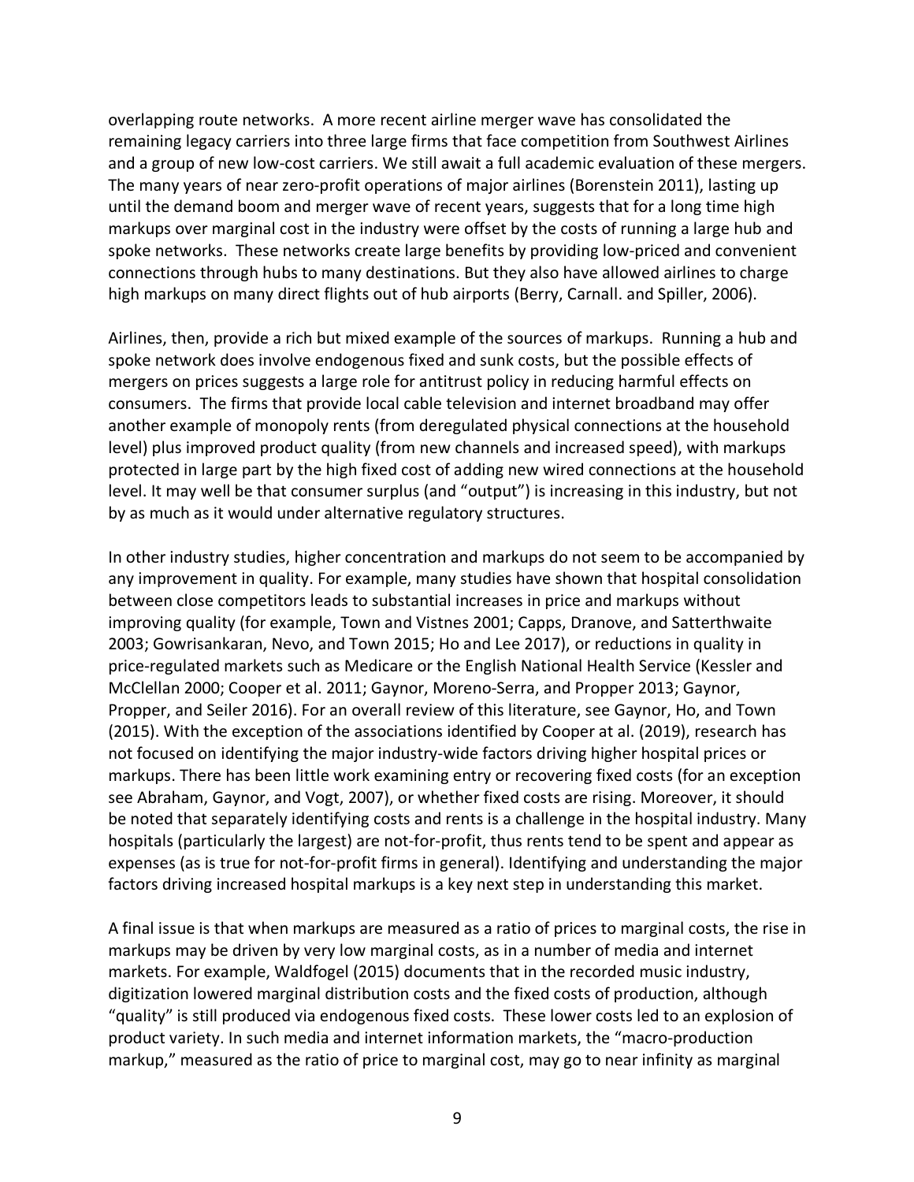overlapping route networks. A more recent airline merger wave has consolidated the remaining legacy carriers into three large firms that face competition from Southwest Airlines and a group of new low-cost carriers. We still await a full academic evaluation of these mergers. The many years of near zero-profit operations of major airlines (Borenstein 2011), lasting up until the demand boom and merger wave of recent years, suggests that for a long time high markups over marginal cost in the industry were offset by the costs of running a large hub and spoke networks. These networks create large benefits by providing low-priced and convenient connections through hubs to many destinations. But they also have allowed airlines to charge high markups on many direct flights out of hub airports (Berry, Carnall. and Spiller, 2006).

Airlines, then, provide a rich but mixed example of the sources of markups. Running a hub and spoke network does involve endogenous fixed and sunk costs, but the possible effects of mergers on prices suggests a large role for antitrust policy in reducing harmful effects on consumers. The firms that provide local cable television and internet broadband may offer another example of monopoly rents (from deregulated physical connections at the household level) plus improved product quality (from new channels and increased speed), with markups protected in large part by the high fixed cost of adding new wired connections at the household level. It may well be that consumer surplus (and "output") is increasing in this industry, but not by as much as it would under alternative regulatory structures.

In other industry studies, higher concentration and markups do not seem to be accompanied by any improvement in quality. For example, many studies have shown that hospital consolidation between close competitors leads to substantial increases in price and markups without improving quality (for example, Town and Vistnes 2001; Capps, Dranove, and Satterthwaite 2003; Gowrisankaran, Nevo, and Town 2015; Ho and Lee 2017), or reductions in quality in price-regulated markets such as Medicare or the English National Health Service (Kessler and McClellan 2000; Cooper et al. 2011; Gaynor, Moreno-Serra, and Propper 2013; Gaynor, Propper, and Seiler 2016). For an overall review of this literature, see Gaynor, Ho, and Town (2015). With the exception of the associations identified by Cooper at al. (2019), research has not focused on identifying the major industry-wide factors driving higher hospital prices or markups. There has been little work examining entry or recovering fixed costs (for an exception see Abraham, Gaynor, and Vogt, 2007), or whether fixed costs are rising. Moreover, it should be noted that separately identifying costs and rents is a challenge in the hospital industry. Many hospitals (particularly the largest) are not-for-profit, thus rents tend to be spent and appear as expenses (as is true for not-for-profit firms in general). Identifying and understanding the major factors driving increased hospital markups is a key next step in understanding this market.

A final issue is that when markups are measured as a ratio of prices to marginal costs, the rise in markups may be driven by very low marginal costs, as in a number of media and internet markets. For example, Waldfogel (2015) documents that in the recorded music industry, digitization lowered marginal distribution costs and the fixed costs of production, although "quality" is still produced via endogenous fixed costs. These lower costs led to an explosion of product variety. In such media and internet information markets, the "macro-production markup," measured as the ratio of price to marginal cost, may go to near infinity as marginal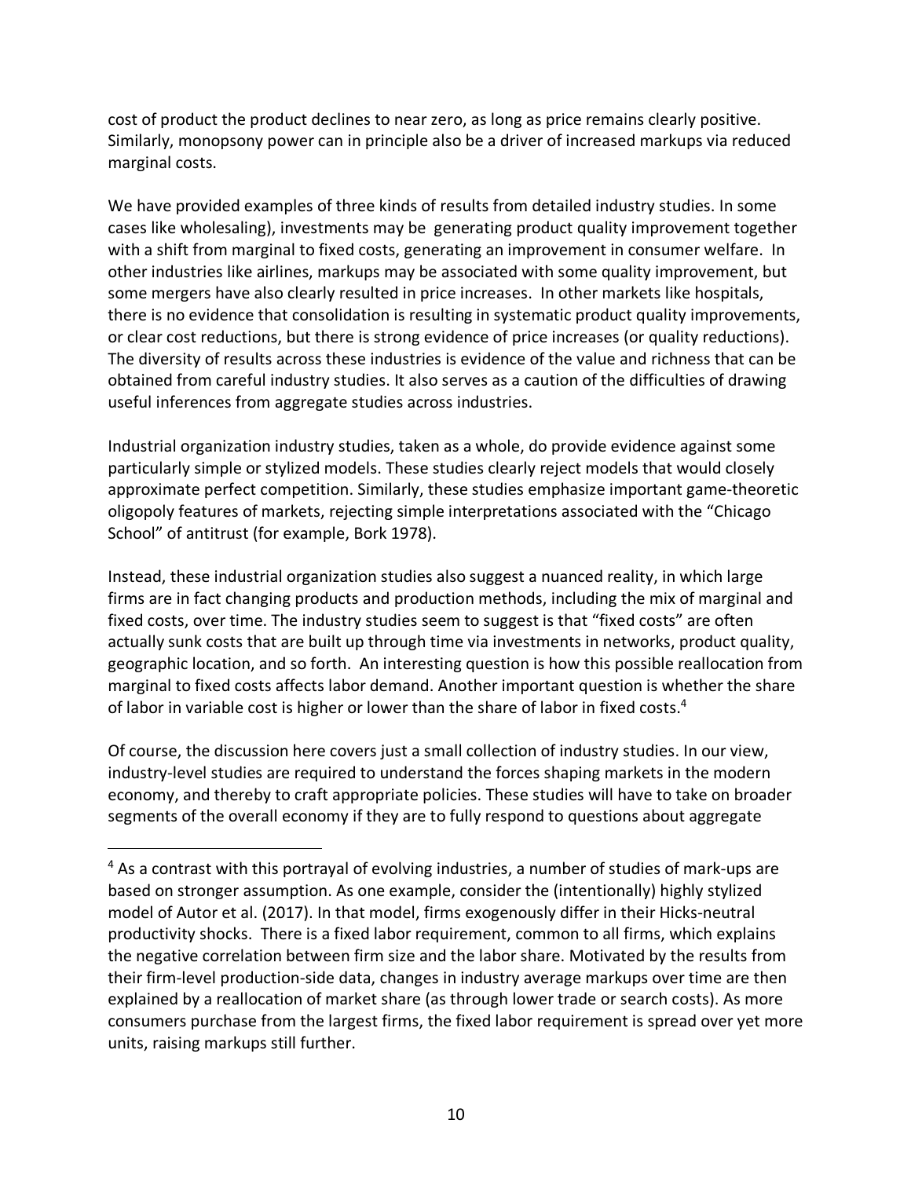cost of product the product declines to near zero, as long as price remains clearly positive. Similarly, monopsony power can in principle also be a driver of increased markups via reduced marginal costs.

We have provided examples of three kinds of results from detailed industry studies. In some cases like wholesaling), investments may be generating product quality improvement together with a shift from marginal to fixed costs, generating an improvement in consumer welfare. In other industries like airlines, markups may be associated with some quality improvement, but some mergers have also clearly resulted in price increases. In other markets like hospitals, there is no evidence that consolidation is resulting in systematic product quality improvements, or clear cost reductions, but there is strong evidence of price increases (or quality reductions). The diversity of results across these industries is evidence of the value and richness that can be obtained from careful industry studies. It also serves as a caution of the difficulties of drawing useful inferences from aggregate studies across industries.

Industrial organization industry studies, taken as a whole, do provide evidence against some particularly simple or stylized models. These studies clearly reject models that would closely approximate perfect competition. Similarly, these studies emphasize important game-theoretic oligopoly features of markets, rejecting simple interpretations associated with the "Chicago School" of antitrust (for example, Bork 1978).

Instead, these industrial organization studies also suggest a nuanced reality, in which large firms are in fact changing products and production methods, including the mix of marginal and fixed costs, over time. The industry studies seem to suggest is that "fixed costs" are often actually sunk costs that are built up through time via investments in networks, product quality, geographic location, and so forth. An interesting question is how this possible reallocation from marginal to fixed costs affects labor demand. Another important question is whether the share of labor in variable cost is higher or lower than the share of labor in fixed costs.[4]

Of course, the discussion here covers just a small collection of industry studies. In our view, industry-level studies are required to understand the forces shaping markets in the modern economy, and thereby to craft appropriate policies. These studies will have to take on broader segments of the overall economy if they are to fully respond to questions about aggregate

[4] As a contrast with this portrayal of evolving industries, a number of studies of mark-ups are based on stronger assumption. As one example, consider the (intentionally) highly stylized model of Autor et al. (2017). In that model, firms exogenously differ in their Hicks-neutral productivity shocks. There is a fixed labor requirement, common to all firms, which explains the negative correlation between firm size and the labor share. Motivated by the results from their firm-level production-side data, changes in industry average markups over time are then explained by a reallocation of market share (as through lower trade or search costs). As more consumers purchase from the largest firms, the fixed labor requirement is spread over yet more units, raising markups still further.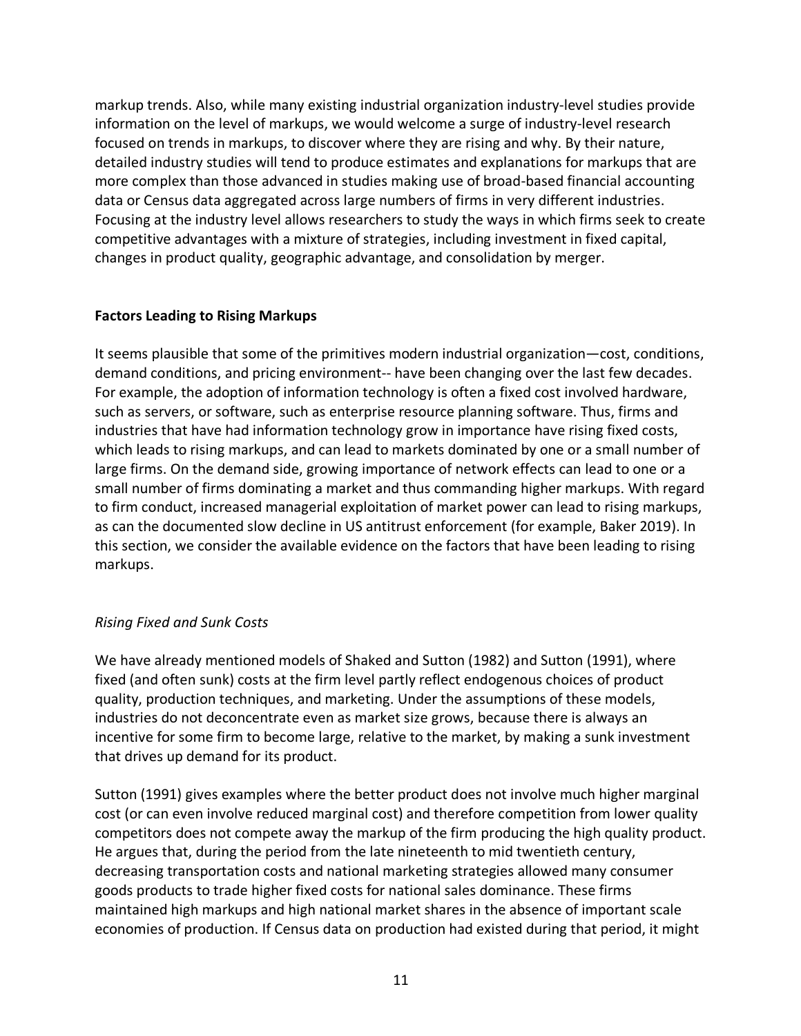markup trends. Also, while many existing industrial organization industry-level studies provide information on the level of markups, we would welcome a surge of industry-level research focused on trends in markups, to discover where they are rising and why. By their nature, detailed industry studies will tend to produce estimates and explanations for markups that are more complex than those advanced in studies making use of broad-based financial accounting data or Census data aggregated across large numbers of firms in very different industries. Focusing at the industry level allows researchers to study the ways in which firms seek to create competitive advantages with a mixture of strategies, including investment in fixed capital, changes in product quality, geographic advantage, and consolidation by merger.

## Factors Leading to Rising Markups

It seems plausible that some of the primitives modern industrial organization—cost, conditions, demand conditions, and pricing environment-- have been changing over the last few decades. For example, the adoption of information technology is often a fixed cost involved hardware, such as servers, or software, such as enterprise resource planning software. Thus, firms and industries that have had information technology grow in importance have rising fixed costs, which leads to rising markups, and can lead to markets dominated by one or a small number of large firms. On the demand side, growing importance of network effects can lead to one or a small number of firms dominating a market and thus commanding higher markups. With regard to firm conduct, increased managerial exploitation of market power can lead to rising markups, as can the documented slow decline in US antitrust enforcement (for example, Baker 2019). In this section, we consider the available evidence on the factors that have been leading to rising markups.

### *Rising Fixed and Sunk Costs*

We have already mentioned models of Shaked and Sutton (1982) and Sutton (1991), where fixed (and often sunk) costs at the firm level partly reflect endogenous choices of product quality, production techniques, and marketing. Under the assumptions of these models, industries do not deconcentrate even as market size grows, because there is always an incentive for some firm to become large, relative to the market, by making a sunk investment that drives up demand for its product.

Sutton (1991) gives examples where the better product does not involve much higher marginal cost (or can even involve reduced marginal cost) and therefore competition from lower quality competitors does not compete away the markup of the firm producing the high quality product. He argues that, during the period from the late nineteenth to mid twentieth century, decreasing transportation costs and national marketing strategies allowed many consumer goods products to trade higher fixed costs for national sales dominance. These firms maintained high markups and high national market shares in the absence of important scale economies of production. If Census data on production had existed during that period, it might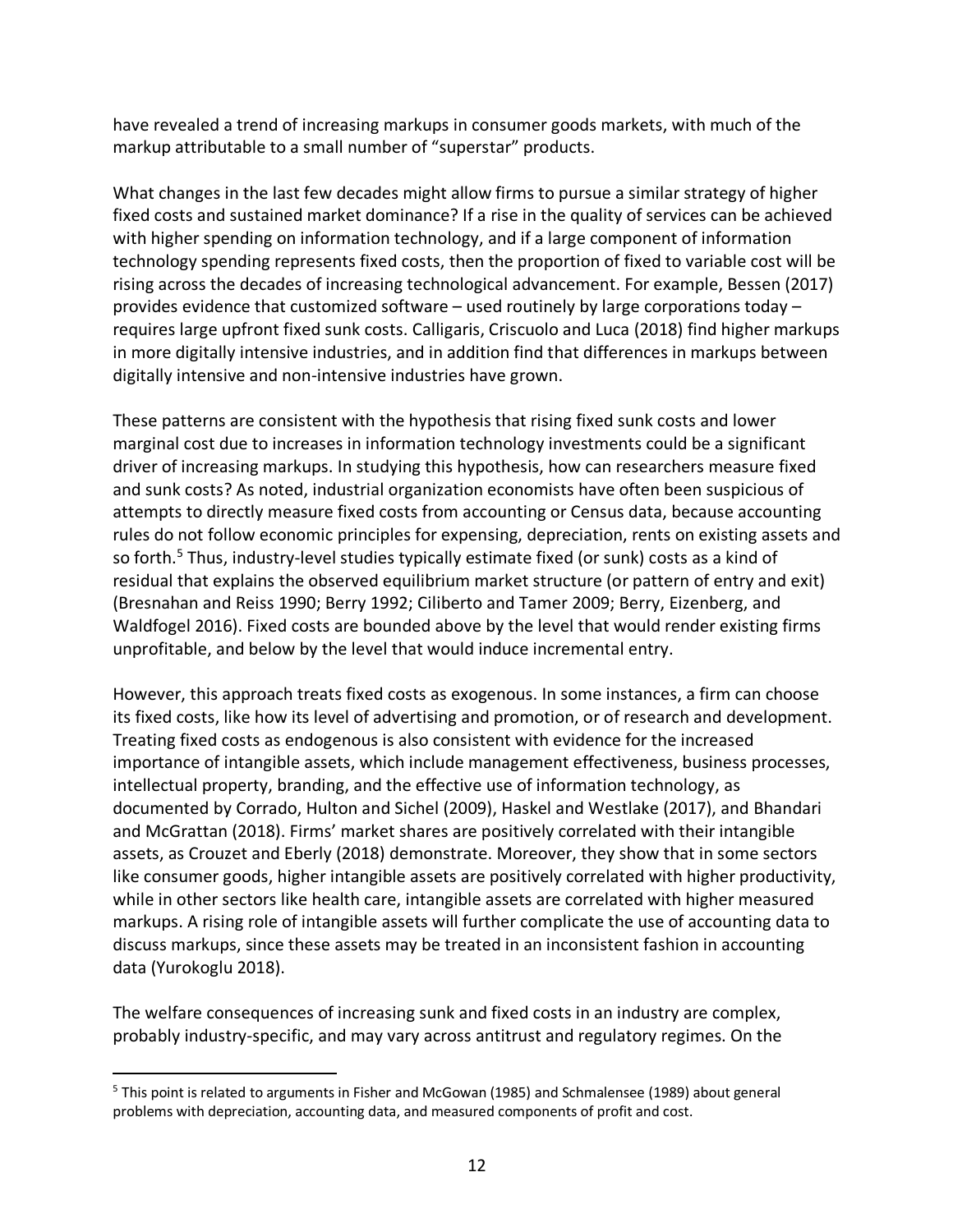have revealed a trend of increasing markups in consumer goods markets, with much of the markup attributable to a small number of "superstar" products.

What changes in the last few decades might allow firms to pursue a similar strategy of higher fixed costs and sustained market dominance? If a rise in the quality of services can be achieved with higher spending on information technology, and if a large component of information technology spending represents fixed costs, then the proportion of fixed to variable cost will be rising across the decades of increasing technological advancement. For example, Bessen (2017) provides evidence that customized software – used routinely by large corporations today – requires large upfront fixed sunk costs. Calligaris, Criscuolo and Luca (2018) find higher markups in more digitally intensive industries, and in addition find that differences in markups between digitally intensive and non-intensive industries have grown.

These patterns are consistent with the hypothesis that rising fixed sunk costs and lower marginal cost due to increases in information technology investments could be a significant driver of increasing markups. In studying this hypothesis, how can researchers measure fixed and sunk costs? As noted, industrial organization economists have often been suspicious of attempts to directly measure fixed costs from accounting or Census data, because accounting rules do not follow economic principles for expensing, depreciation, rents on existing assets and so forth.[5] Thus, industry-level studies typically estimate fixed (or sunk) costs as a kind of residual that explains the observed equilibrium market structure (or pattern of entry and exit) (Bresnahan and Reiss 1990; Berry 1992; Ciliberto and Tamer 2009; Berry, Eizenberg, and Waldfogel 2016). Fixed costs are bounded above by the level that would render existing firms unprofitable, and below by the level that would induce incremental entry.

However, this approach treats fixed costs as exogenous. In some instances, a firm can choose its fixed costs, like how its level of advertising and promotion, or of research and development. Treating fixed costs as endogenous is also consistent with evidence for the increased importance of intangible assets, which include management effectiveness, business processes, intellectual property, branding, and the effective use of information technology, as documented by Corrado, Hulton and Sichel (2009), Haskel and Westlake (2017), and Bhandari and McGrattan (2018). Firms' market shares are positively correlated with their intangible assets, as Crouzet and Eberly (2018) demonstrate. Moreover, they show that in some sectors like consumer goods, higher intangible assets are positively correlated with higher productivity, while in other sectors like health care, intangible assets are correlated with higher measured markups. A rising role of intangible assets will further complicate the use of accounting data to discuss markups, since these assets may be treated in an inconsistent fashion in accounting data (Yurokoglu 2018).

The welfare consequences of increasing sunk and fixed costs in an industry are complex, probably industry-specific, and may vary across antitrust and regulatory regimes. On the

---

[5] This point is related to arguments in Fisher and McGowan (1985) and Schmalensee (1989) about general problems with depreciation, accounting data, and measured components of profit and cost.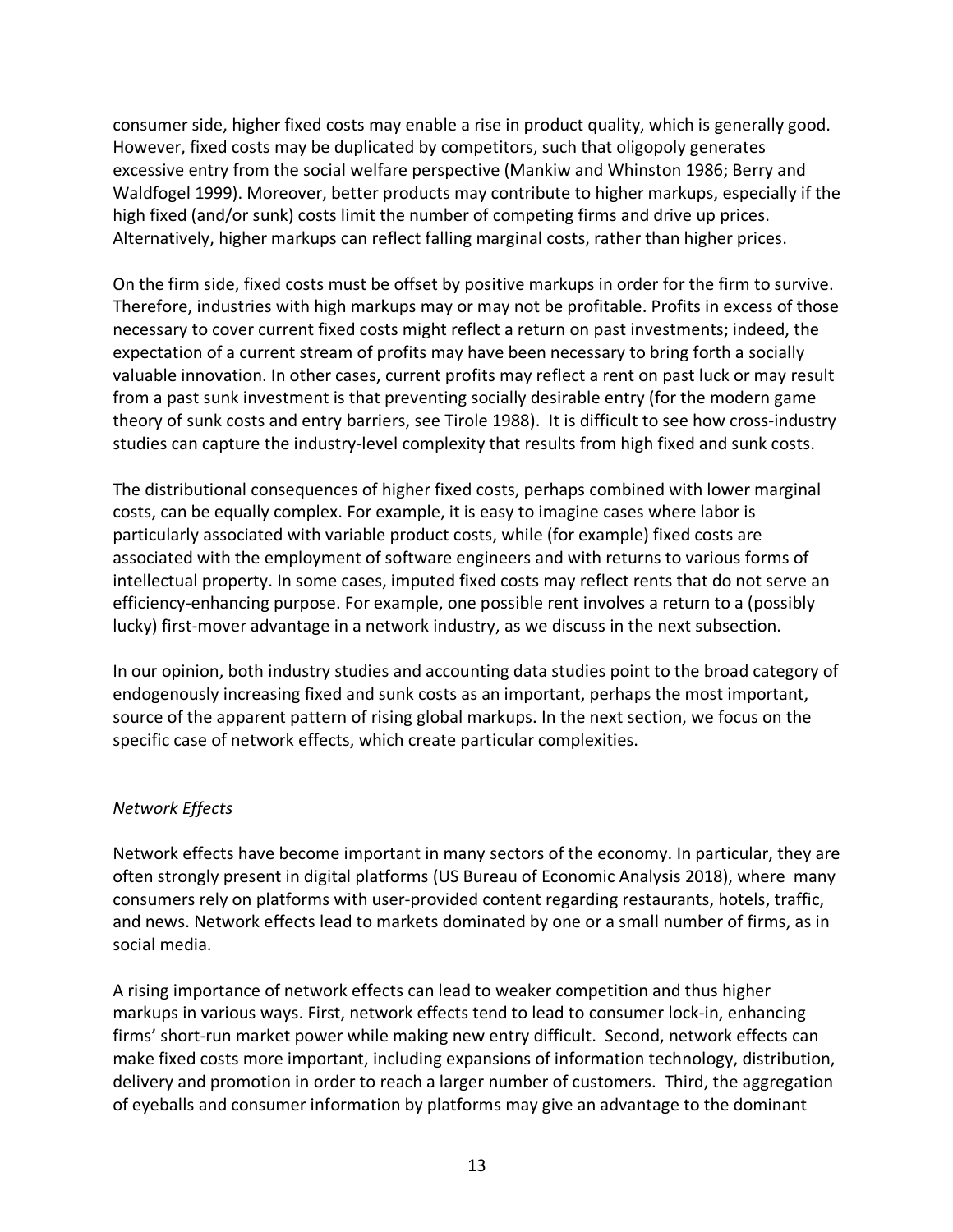consumer side, higher fixed costs may enable a rise in product quality, which is generally good. However, fixed costs may be duplicated by competitors, such that oligopoly generates excessive entry from the social welfare perspective (Mankiw and Whinston 1986; Berry and Waldfogel 1999). Moreover, better products may contribute to higher markups, especially if the high fixed (and/or sunk) costs limit the number of competing firms and drive up prices. Alternatively, higher markups can reflect falling marginal costs, rather than higher prices.

On the firm side, fixed costs must be offset by positive markups in order for the firm to survive. Therefore, industries with high markups may or may not be profitable. Profits in excess of those necessary to cover current fixed costs might reflect a return on past investments; indeed, the expectation of a current stream of profits may have been necessary to bring forth a socially valuable innovation. In other cases, current profits may reflect a rent on past luck or may result from a past sunk investment is that preventing socially desirable entry (for the modern game theory of sunk costs and entry barriers, see Tirole 1988). It is difficult to see how cross-industry studies can capture the industry-level complexity that results from high fixed and sunk costs.

The distributional consequences of higher fixed costs, perhaps combined with lower marginal costs, can be equally complex. For example, it is easy to imagine cases where labor is particularly associated with variable product costs, while (for example) fixed costs are associated with the employment of software engineers and with returns to various forms of intellectual property. In some cases, imputed fixed costs may reflect rents that do not serve an efficiency-enhancing purpose. For example, one possible rent involves a return to a (possibly lucky) first-mover advantage in a network industry, as we discuss in the next subsection.

In our opinion, both industry studies and accounting data studies point to the broad category of endogenously increasing fixed and sunk costs as an important, perhaps the most important, source of the apparent pattern of rising global markups. In the next section, we focus on the specific case of network effects, which create particular complexities.

### *Network Effects*

Network effects have become important in many sectors of the economy. In particular, they are often strongly present in digital platforms (US Bureau of Economic Analysis 2018), where many consumers rely on platforms with user-provided content regarding restaurants, hotels, traffic, and news. Network effects lead to markets dominated by one or a small number of firms, as in social media.

A rising importance of network effects can lead to weaker competition and thus higher markups in various ways. First, network effects tend to lead to consumer lock-in, enhancing firms' short-run market power while making new entry difficult. Second, network effects can make fixed costs more important, including expansions of information technology, distribution, delivery and promotion in order to reach a larger number of customers. Third, the aggregation of eyeballs and consumer information by platforms may give an advantage to the dominant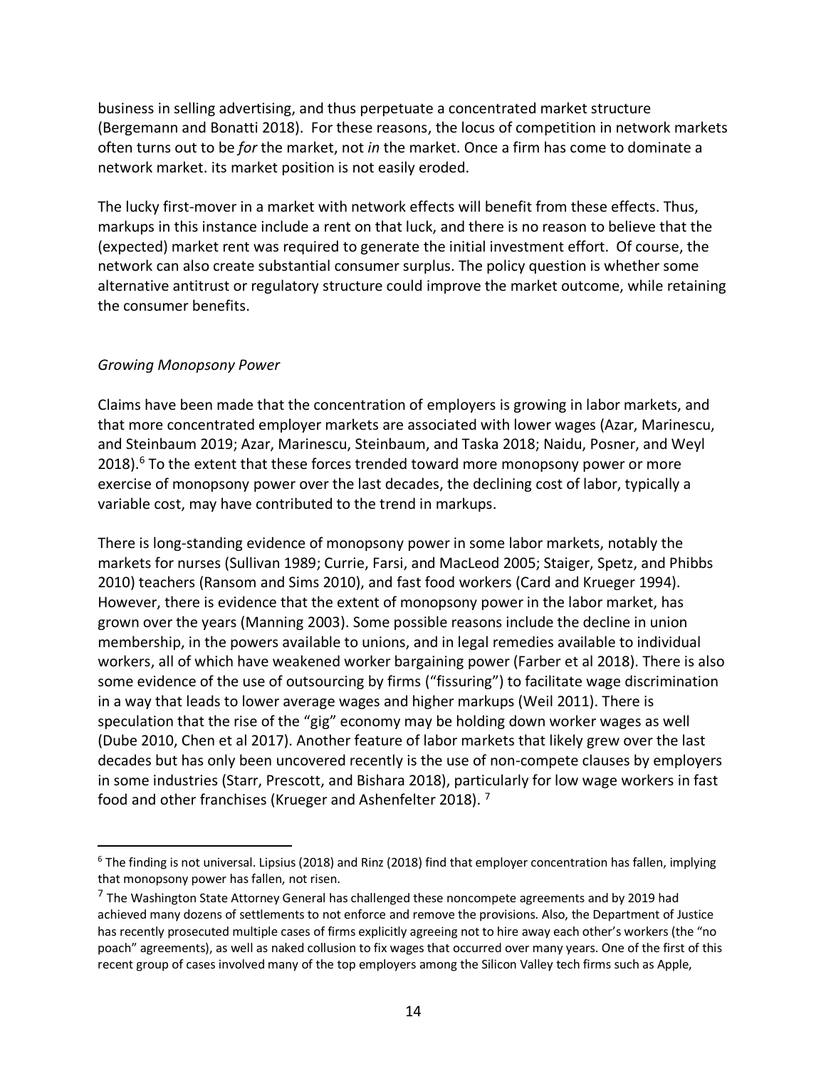business in selling advertising, and thus perpetuate a concentrated market structure (Bergemann and Bonatti 2018). For these reasons, the locus of competition in network markets often turns out to be *for* the market, not *in* the market. Once a firm has come to dominate a network market. its market position is not easily eroded.

The lucky first-mover in a market with network effects will benefit from these effects. Thus, markups in this instance include a rent on that luck, and there is no reason to believe that the (expected) market rent was required to generate the initial investment effort. Of course, the network can also create substantial consumer surplus. The policy question is whether some alternative antitrust or regulatory structure could improve the market outcome, while retaining the consumer benefits.

*Growing Monopsony Power*

Claims have been made that the concentration of employers is growing in labor markets, and that more concentrated employer markets are associated with lower wages (Azar, Marinescu, and Steinbaum 2019; Azar, Marinescu, Steinbaum, and Taska 2018; Naidu, Posner, and Weyl 2018).[6] To the extent that these forces trended toward more monopsony power or more exercise of monopsony power over the last decades, the declining cost of labor, typically a variable cost, may have contributed to the trend in markups.

There is long-standing evidence of monopsony power in some labor markets, notably the markets for nurses (Sullivan 1989; Currie, Farsi, and MacLeod 2005; Staiger, Spetz, and Phibbs 2010) teachers (Ransom and Sims 2010), and fast food workers (Card and Krueger 1994). However, there is evidence that the extent of monopsony power in the labor market, has grown over the years (Manning 2003). Some possible reasons include the decline in union membership, in the powers available to unions, and in legal remedies available to individual workers, all of which have weakened worker bargaining power (Farber et al 2018). There is also some evidence of the use of outsourcing by firms ("fissuring") to facilitate wage discrimination in a way that leads to lower average wages and higher markups (Weil 2011). There is speculation that the rise of the "gig" economy may be holding down worker wages as well (Dube 2010, Chen et al 2017). Another feature of labor markets that likely grew over the last decades but has only been uncovered recently is the use of non-compete clauses by employers in some industries (Starr, Prescott, and Bishara 2018), particularly for low wage workers in fast food and other franchises (Krueger and Ashenfelter 2018). [7]

[6] The finding is not universal. Lipsius (2018) and Rinz (2018) find that employer concentration has fallen, implying that monopsony power has fallen, not risen.

[7] The Washington State Attorney General has challenged these noncompete agreements and by 2019 had achieved many dozens of settlements to not enforce and remove the provisions. Also, the Department of Justice has recently prosecuted multiple cases of firms explicitly agreeing not to hire away each other's workers (the "no poach" agreements), as well as naked collusion to fix wages that occurred over many years. One of the first of this recent group of cases involved many of the top employers among the Silicon Valley tech firms such as Apple,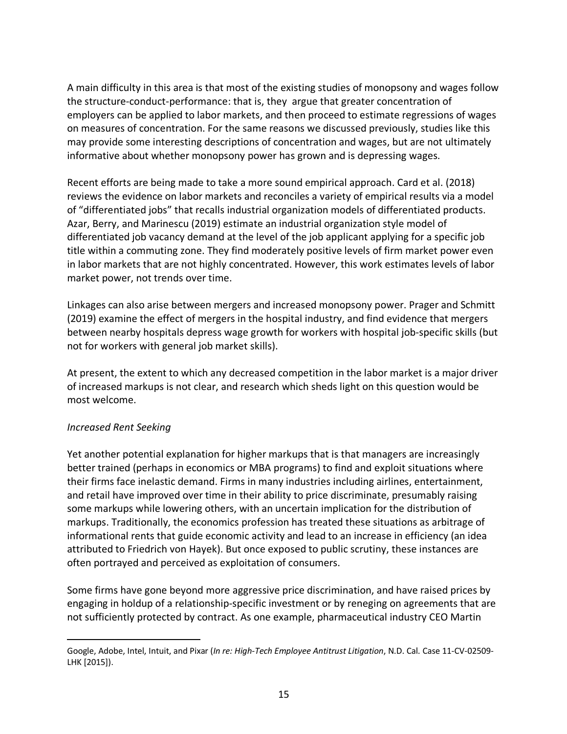A main difficulty in this area is that most of the existing studies of monopsony and wages follow the structure-conduct-performance: that is, they argue that greater concentration of employers can be applied to labor markets, and then proceed to estimate regressions of wages on measures of concentration. For the same reasons we discussed previously, studies like this may provide some interesting descriptions of concentration and wages, but are not ultimately informative about whether monopsony power has grown and is depressing wages.

Recent efforts are being made to take a more sound empirical approach. Card et al. (2018) reviews the evidence on labor markets and reconciles a variety of empirical results via a model of "differentiated jobs" that recalls industrial organization models of differentiated products. Azar, Berry, and Marinescu (2019) estimate an industrial organization style model of differentiated job vacancy demand at the level of the job applicant applying for a specific job title within a commuting zone. They find moderately positive levels of firm market power even in labor markets that are not highly concentrated. However, this work estimates levels of labor market power, not trends over time.

Linkages can also arise between mergers and increased monopsony power. Prager and Schmitt (2019) examine the effect of mergers in the hospital industry, and find evidence that mergers between nearby hospitals depress wage growth for workers with hospital job-specific skills (but not for workers with general job market skills).

At present, the extent to which any decreased competition in the labor market is a major driver of increased markups is not clear, and research which sheds light on this question would be most welcome.

*Increased Rent Seeking*

Yet another potential explanation for higher markups that is that managers are increasingly better trained (perhaps in economics or MBA programs) to find and exploit situations where their firms face inelastic demand. Firms in many industries including airlines, entertainment, and retail have improved over time in their ability to price discriminate, presumably raising some markups while lowering others, with an uncertain implication for the distribution of markups. Traditionally, the economics profession has treated these situations as arbitrage of informational rents that guide economic activity and lead to an increase in efficiency (an idea attributed to Friedrich von Hayek). But once exposed to public scrutiny, these instances are often portrayed and perceived as exploitation of consumers.

Some firms have gone beyond more aggressive price discrimination, and have raised prices by engaging in holdup of a relationship-specific investment or by reneging on agreements that are not sufficiently protected by contract. As one example, pharmaceutical industry CEO Martin

---

Google, Adobe, Intel, Intuit, and Pixar (*In re: High-Tech Employee Antitrust Litigation*, N.D. Cal. Case 11-CV-02509-LHK [2015]).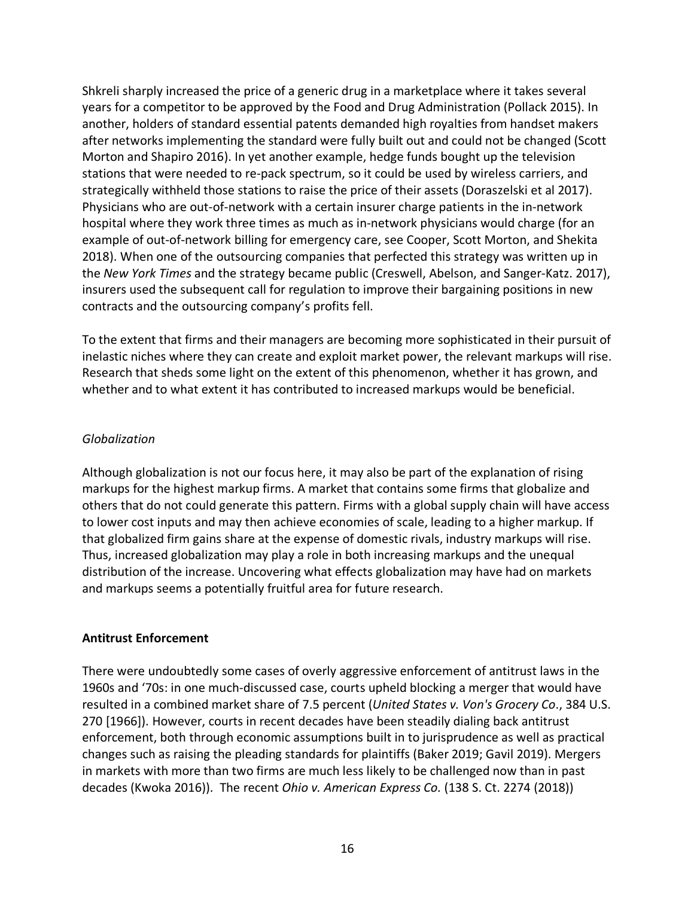Shkreli sharply increased the price of a generic drug in a marketplace where it takes several years for a competitor to be approved by the Food and Drug Administration (Pollack 2015). In another, holders of standard essential patents demanded high royalties from handset makers after networks implementing the standard were fully built out and could not be changed (Scott Morton and Shapiro 2016). In yet another example, hedge funds bought up the television stations that were needed to re-pack spectrum, so it could be used by wireless carriers, and strategically withheld those stations to raise the price of their assets (Doraszelski et al 2017). Physicians who are out-of-network with a certain insurer charge patients in the in-network hospital where they work three times as much as in-network physicians would charge (for an example of out-of-network billing for emergency care, see Cooper, Scott Morton, and Shekita 2018). When one of the outsourcing companies that perfected this strategy was written up in the *New York Times* and the strategy became public (Creswell, Abelson, and Sanger-Katz. 2017), insurers used the subsequent call for regulation to improve their bargaining positions in new contracts and the outsourcing company's profits fell.

To the extent that firms and their managers are becoming more sophisticated in their pursuit of inelastic niches where they can create and exploit market power, the relevant markups will rise. Research that sheds some light on the extent of this phenomenon, whether it has grown, and whether and to what extent it has contributed to increased markups would be beneficial.

*Globalization*

Although globalization is not our focus here, it may also be part of the explanation of rising markups for the highest markup firms. A market that contains some firms that globalize and others that do not could generate this pattern. Firms with a global supply chain will have access to lower cost inputs and may then achieve economies of scale, leading to a higher markup. If that globalized firm gains share at the expense of domestic rivals, industry markups will rise. Thus, increased globalization may play a role in both increasing markups and the unequal distribution of the increase. Uncovering what effects globalization may have had on markets and markups seems a potentially fruitful area for future research.

**Antitrust Enforcement**

There were undoubtedly some cases of overly aggressive enforcement of antitrust laws in the 1960s and '70s: in one much-discussed case, courts upheld blocking a merger that would have resulted in a combined market share of 7.5 percent (*United States v. Von's Grocery Co*., 384 U.S. 270 [1966]). However, courts in recent decades have been steadily dialing back antitrust enforcement, both through economic assumptions built in to jurisprudence as well as practical changes such as raising the pleading standards for plaintiffs (Baker 2019; Gavil 2019). Mergers in markets with more than two firms are much less likely to be challenged now than in past decades (Kwoka 2016)). The recent *Ohio v. American Express Co.* (138 S. Ct. 2274 (2018))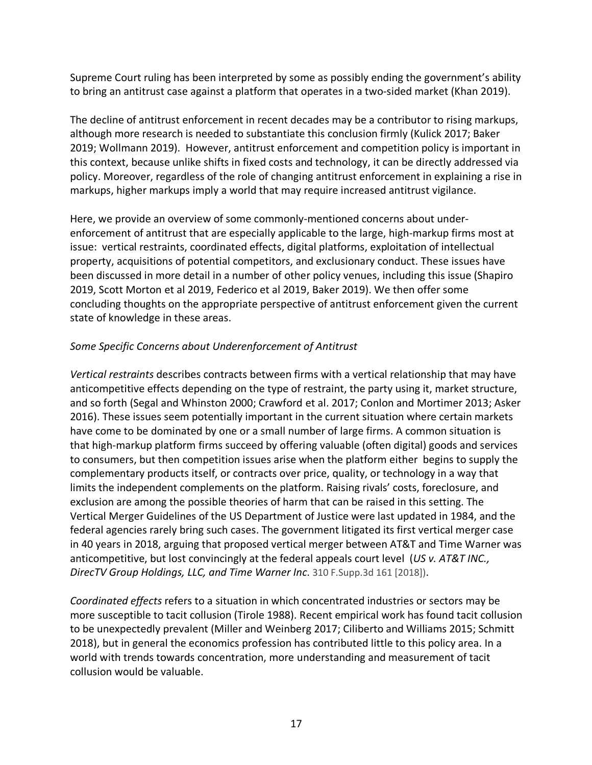Supreme Court ruling has been interpreted by some as possibly ending the government's ability to bring an antitrust case against a platform that operates in a two-sided market (Khan 2019).

The decline of antitrust enforcement in recent decades may be a contributor to rising markups, although more research is needed to substantiate this conclusion firmly (Kulick 2017; Baker 2019; Wollmann 2019). However, antitrust enforcement and competition policy is important in this context, because unlike shifts in fixed costs and technology, it can be directly addressed via policy. Moreover, regardless of the role of changing antitrust enforcement in explaining a rise in markups, higher markups imply a world that may require increased antitrust vigilance.

Here, we provide an overview of some commonly-mentioned concerns about under-enforcement of antitrust that are especially applicable to the large, high-markup firms most at issue: vertical restraints, coordinated effects, digital platforms, exploitation of intellectual property, acquisitions of potential competitors, and exclusionary conduct. These issues have been discussed in more detail in a number of other policy venues, including this issue (Shapiro 2019, Scott Morton et al 2019, Federico et al 2019, Baker 2019). We then offer some concluding thoughts on the appropriate perspective of antitrust enforcement given the current state of knowledge in these areas.

*Some Specific Concerns about Underenforcement of Antitrust*

*Vertical restraints* describes contracts between firms with a vertical relationship that may have anticompetitive effects depending on the type of restraint, the party using it, market structure, and so forth (Segal and Whinston 2000; Crawford et al. 2017; Conlon and Mortimer 2013; Asker 2016). These issues seem potentially important in the current situation where certain markets have come to be dominated by one or a small number of large firms. A common situation is that high-markup platform firms succeed by offering valuable (often digital) goods and services to consumers, but then competition issues arise when the platform either begins to supply the complementary products itself, or contracts over price, quality, or technology in a way that limits the independent complements on the platform. Raising rivals' costs, foreclosure, and exclusion are among the possible theories of harm that can be raised in this setting. The Vertical Merger Guidelines of the US Department of Justice were last updated in 1984, and the federal agencies rarely bring such cases. The government litigated its first vertical merger case in 40 years in 2018, arguing that proposed vertical merger between AT&T and Time Warner was anticompetitive, but lost convincingly at the federal appeals court level (*US v. AT&T INC., DirecTV Group Holdings, LLC, and Time Warner Inc*. 310 F.Supp.3d 161 [2018]).

*Coordinated effects* refers to a situation in which concentrated industries or sectors may be more susceptible to tacit collusion (Tirole 1988). Recent empirical work has found tacit collusion to be unexpectedly prevalent (Miller and Weinberg 2017; Ciliberto and Williams 2015; Schmitt 2018), but in general the economics profession has contributed little to this policy area. In a world with trends towards concentration, more understanding and measurement of tacit collusion would be valuable.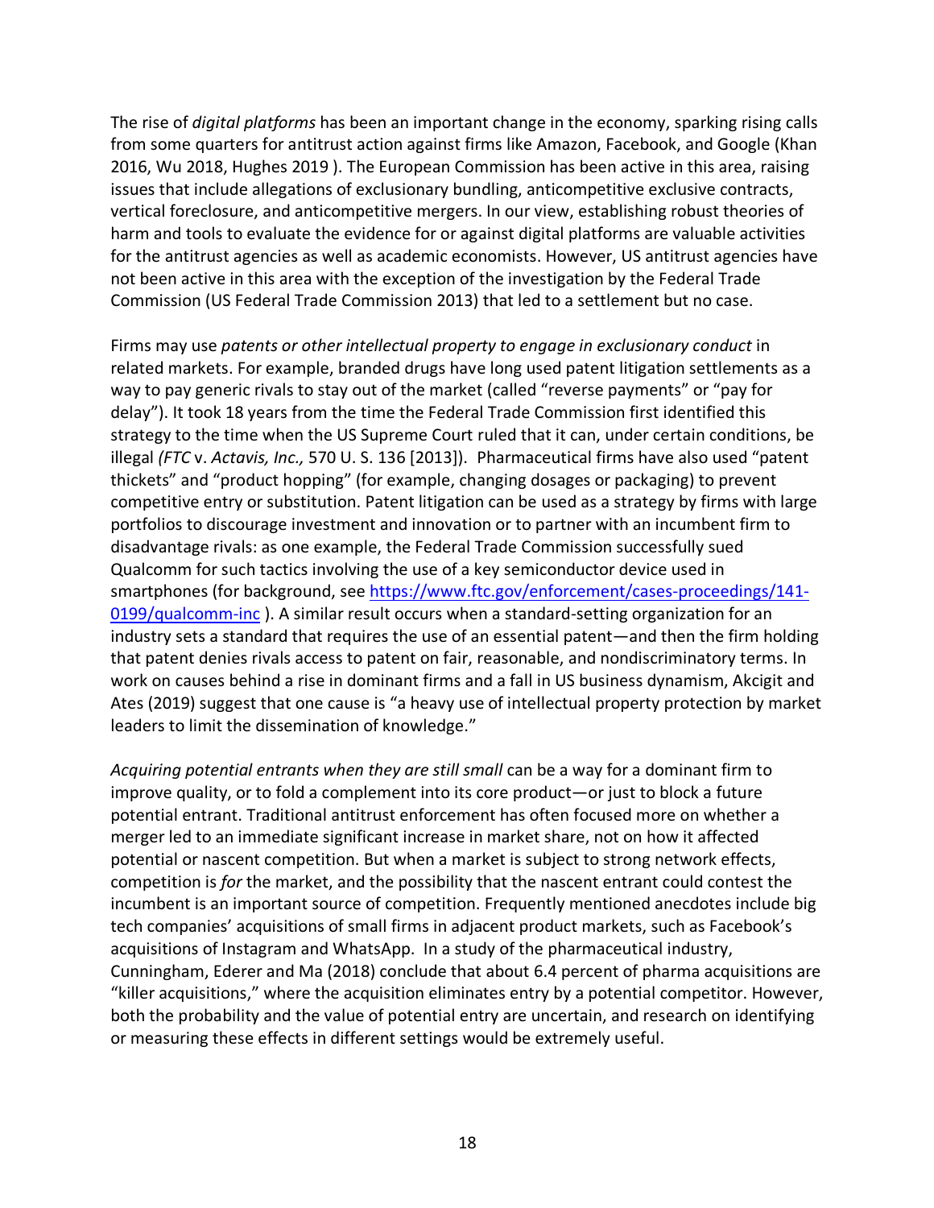The rise of *digital platforms* has been an important change in the economy, sparking rising calls from some quarters for antitrust action against firms like Amazon, Facebook, and Google (Khan 2016, Wu 2018, Hughes 2019 ). The European Commission has been active in this area, raising issues that include allegations of exclusionary bundling, anticompetitive exclusive contracts, vertical foreclosure, and anticompetitive mergers. In our view, establishing robust theories of harm and tools to evaluate the evidence for or against digital platforms are valuable activities for the antitrust agencies as well as academic economists. However, US antitrust agencies have not been active in this area with the exception of the investigation by the Federal Trade Commission (US Federal Trade Commission 2013) that led to a settlement but no case.

Firms may use *patents or other intellectual property to engage in exclusionary conduct* in related markets. For example, branded drugs have long used patent litigation settlements as a way to pay generic rivals to stay out of the market (called "reverse payments" or "pay for delay"). It took 18 years from the time the Federal Trade Commission first identified this strategy to the time when the US Supreme Court ruled that it can, under certain conditions, be illegal *(FTC* v. *Actavis, Inc.,* 570 U. S. 136 [2013]). Pharmaceutical firms have also used "patent thickets" and "product hopping" (for example, changing dosages or packaging) to prevent competitive entry or substitution. Patent litigation can be used as a strategy by firms with large portfolios to discourage investment and innovation or to partner with an incumbent firm to disadvantage rivals: as one example, the Federal Trade Commission successfully sued Qualcomm for such tactics involving the use of a key semiconductor device used in smartphones (for background, see https://www.ftc.gov/enforcement/cases-proceedings/141-0199/qualcomm-inc ). A similar result occurs when a standard-setting organization for an industry sets a standard that requires the use of an essential patent—and then the firm holding that patent denies rivals access to patent on fair, reasonable, and nondiscriminatory terms. In work on causes behind a rise in dominant firms and a fall in US business dynamism, Akcigit and Ates (2019) suggest that one cause is "a heavy use of intellectual property protection by market leaders to limit the dissemination of knowledge."

*Acquiring potential entrants when they are still small* can be a way for a dominant firm to improve quality, or to fold a complement into its core product—or just to block a future potential entrant. Traditional antitrust enforcement has often focused more on whether a merger led to an immediate significant increase in market share, not on how it affected potential or nascent competition. But when a market is subject to strong network effects, competition is *for* the market, and the possibility that the nascent entrant could contest the incumbent is an important source of competition. Frequently mentioned anecdotes include big tech companies' acquisitions of small firms in adjacent product markets, such as Facebook's acquisitions of Instagram and WhatsApp. In a study of the pharmaceutical industry, Cunningham, Ederer and Ma (2018) conclude that about 6.4 percent of pharma acquisitions are "killer acquisitions," where the acquisition eliminates entry by a potential competitor. However, both the probability and the value of potential entry are uncertain, and research on identifying or measuring these effects in different settings would be extremely useful.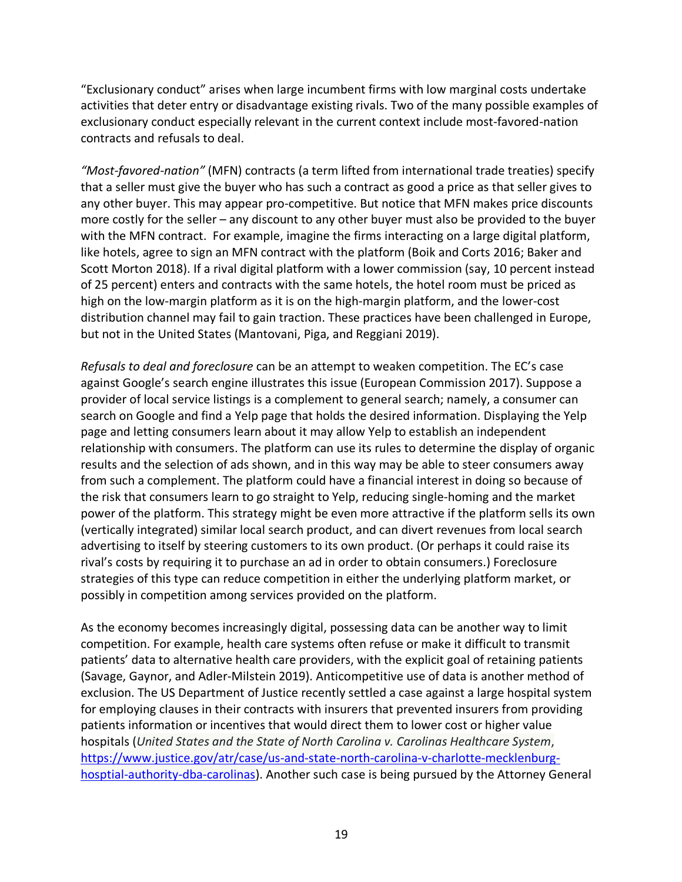“Exclusionary conduct” arises when large incumbent firms with low marginal costs undertake activities that deter entry or disadvantage existing rivals. Two of the many possible examples of exclusionary conduct especially relevant in the current context include most-favored-nation contracts and refusals to deal.

*“Most-favored-nation”* (MFN) contracts (a term lifted from international trade treaties) specify that a seller must give the buyer who has such a contract as good a price as that seller gives to any other buyer. This may appear pro-competitive. But notice that MFN makes price discounts more costly for the seller – any discount to any other buyer must also be provided to the buyer with the MFN contract. For example, imagine the firms interacting on a large digital platform, like hotels, agree to sign an MFN contract with the platform (Boik and Corts 2016; Baker and Scott Morton 2018). If a rival digital platform with a lower commission (say, 10 percent instead of 25 percent) enters and contracts with the same hotels, the hotel room must be priced as high on the low-margin platform as it is on the high-margin platform, and the lower-cost distribution channel may fail to gain traction. These practices have been challenged in Europe, but not in the United States (Mantovani, Piga, and Reggiani 2019).

*Refusals to deal and foreclosure* can be an attempt to weaken competition. The EC’s case against Google’s search engine illustrates this issue (European Commission 2017). Suppose a provider of local service listings is a complement to general search; namely, a consumer can search on Google and find a Yelp page that holds the desired information. Displaying the Yelp page and letting consumers learn about it may allow Yelp to establish an independent relationship with consumers. The platform can use its rules to determine the display of organic results and the selection of ads shown, and in this way may be able to steer consumers away from such a complement. The platform could have a financial interest in doing so because of the risk that consumers learn to go straight to Yelp, reducing single-homing and the market power of the platform. This strategy might be even more attractive if the platform sells its own (vertically integrated) similar local search product, and can divert revenues from local search advertising to itself by steering customers to its own product. (Or perhaps it could raise its rival’s costs by requiring it to purchase an ad in order to obtain consumers.) Foreclosure strategies of this type can reduce competition in either the underlying platform market, or possibly in competition among services provided on the platform.

As the economy becomes increasingly digital, possessing data can be another way to limit competition. For example, health care systems often refuse or make it difficult to transmit patients’ data to alternative health care providers, with the explicit goal of retaining patients (Savage, Gaynor, and Adler-Milstein 2019). Anticompetitive use of data is another method of exclusion. The US Department of Justice recently settled a case against a large hospital system for employing clauses in their contracts with insurers that prevented insurers from providing patients information or incentives that would direct them to lower cost or higher value hospitals (*United States and the State of North Carolina v. Carolinas Healthcare System*, [https://www.justice.gov/atr/case/us-and-state-north-carolina-v-charlotte-mecklenburg-hosptial-authority-dba-carolinas](https://www.justice.gov/atr/case/us-and-state-north-carolina-v-charlotte-mecklenburg-hosptial-authority-dba-carolinas)). Another such case is being pursued by the Attorney General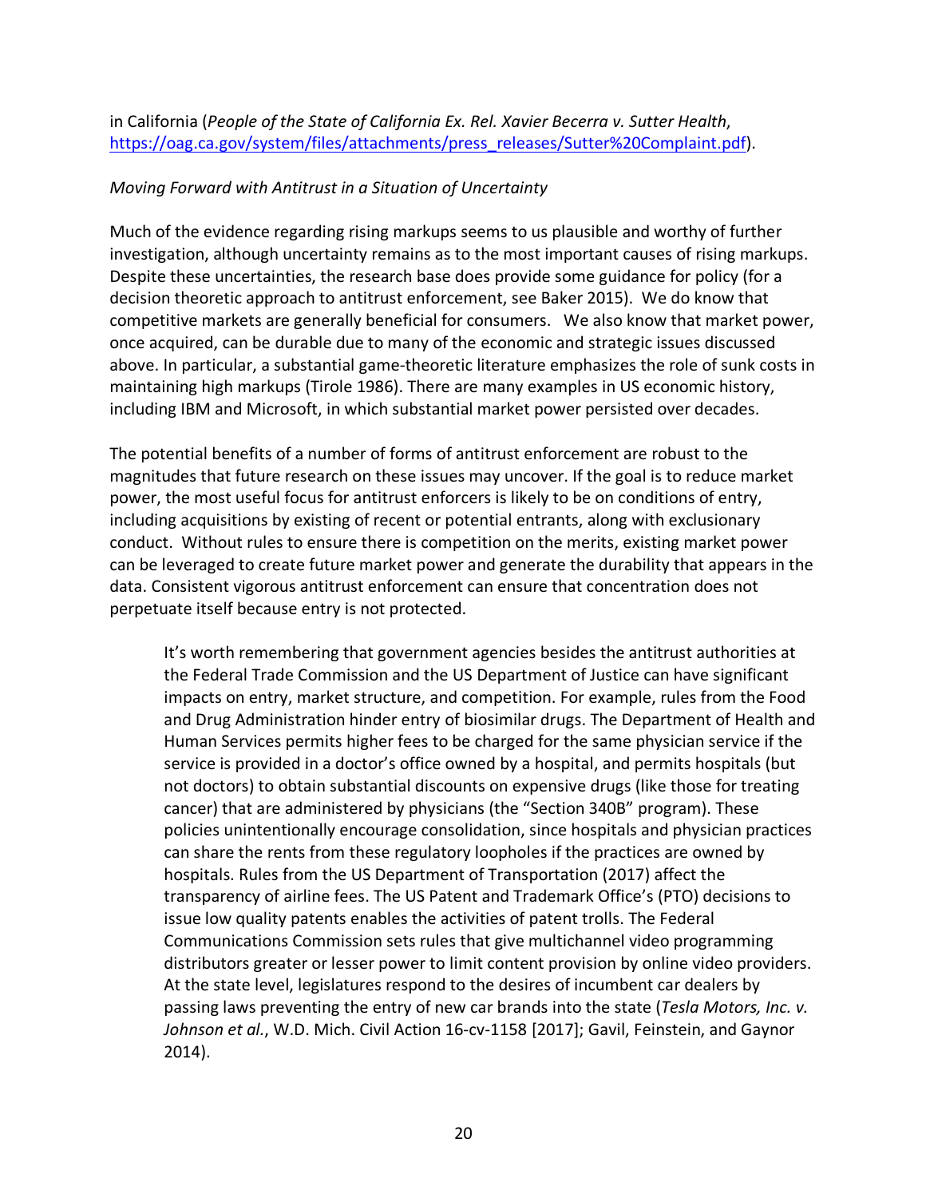in California (*People of the State of California Ex. Rel. Xavier Becerra v. Sutter Health*, [https://oag.ca.gov/system/files/attachments/press_releases/Sutter%20Complaint.pdf](https://oag.ca.gov/system/files/attachments/press_releases/Sutter%20Complaint.pdf)).

*Moving Forward with Antitrust in a Situation of Uncertainty*

Much of the evidence regarding rising markups seems to us plausible and worthy of further investigation, although uncertainty remains as to the most important causes of rising markups. Despite these uncertainties, the research base does provide some guidance for policy (for a decision theoretic approach to antitrust enforcement, see Baker 2015). We do know that competitive markets are generally beneficial for consumers. We also know that market power, once acquired, can be durable due to many of the economic and strategic issues discussed above. In particular, a substantial game-theoretic literature emphasizes the role of sunk costs in maintaining high markups (Tirole 1986). There are many examples in US economic history, including IBM and Microsoft, in which substantial market power persisted over decades.

The potential benefits of a number of forms of antitrust enforcement are robust to the magnitudes that future research on these issues may uncover. If the goal is to reduce market power, the most useful focus for antitrust enforcers is likely to be on conditions of entry, including acquisitions by existing of recent or potential entrants, along with exclusionary conduct. Without rules to ensure there is competition on the merits, existing market power can be leveraged to create future market power and generate the durability that appears in the data. Consistent vigorous antitrust enforcement can ensure that concentration does not perpetuate itself because entry is not protected.

> It's worth remembering that government agencies besides the antitrust authorities at the Federal Trade Commission and the US Department of Justice can have significant impacts on entry, market structure, and competition. For example, rules from the Food and Drug Administration hinder entry of biosimilar drugs. The Department of Health and Human Services permits higher fees to be charged for the same physician service if the service is provided in a doctor's office owned by a hospital, and permits hospitals (but not doctors) to obtain substantial discounts on expensive drugs (like those for treating cancer) that are administered by physicians (the "Section 340B" program). These policies unintentionally encourage consolidation, since hospitals and physician practices can share the rents from these regulatory loopholes if the practices are owned by hospitals. Rules from the US Department of Transportation (2017) affect the transparency of airline fees. The US Patent and Trademark Office's (PTO) decisions to issue low quality patents enables the activities of patent trolls. The Federal Communications Commission sets rules that give multichannel video programming distributors greater or lesser power to limit content provision by online video providers. At the state level, legislatures respond to the desires of incumbent car dealers by passing laws preventing the entry of new car brands into the state (*Tesla Motors, Inc. v. Johnson et al.*, W.D. Mich. Civil Action 16-cv-1158 [2017]; Gavil, Feinstein, and Gaynor 2014).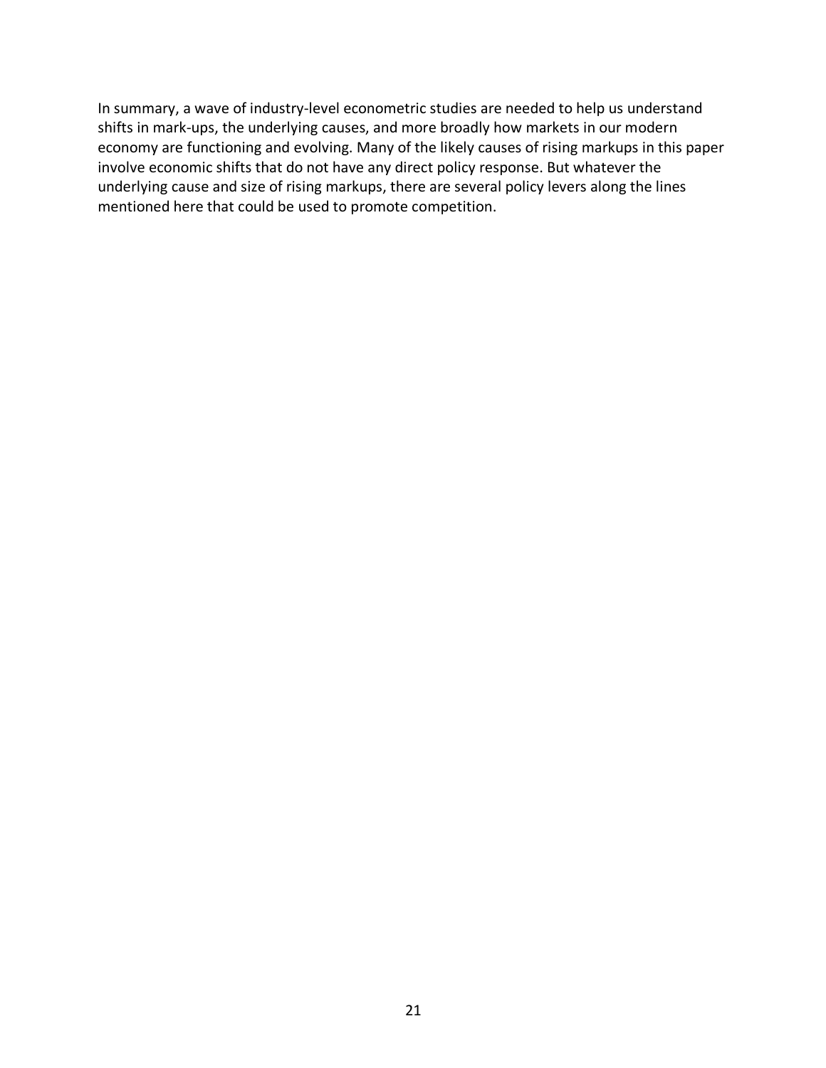In summary, a wave of industry-level econometric studies are needed to help us understand shifts in mark-ups, the underlying causes, and more broadly how markets in our modern economy are functioning and evolving. Many of the likely causes of rising markups in this paper involve economic shifts that do not have any direct policy response. But whatever the underlying cause and size of rising markups, there are several policy levers along the lines mentioned here that could be used to promote competition.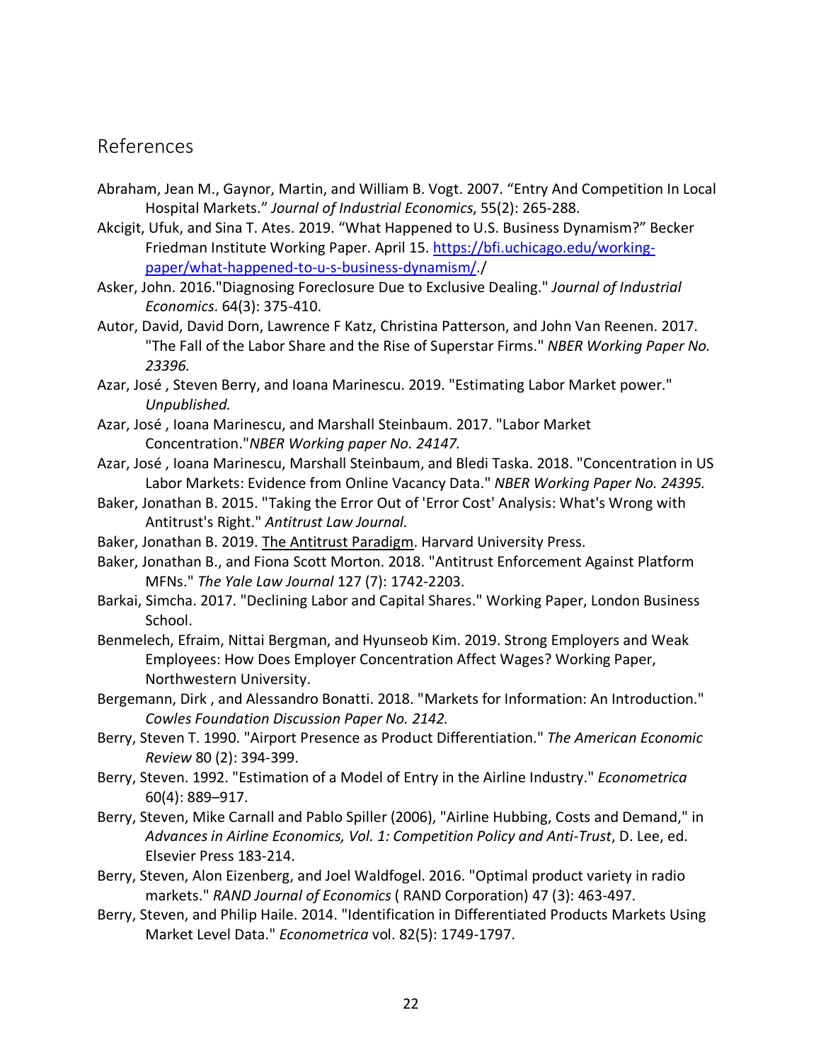## References

Abraham, Jean M., Gaynor, Martin, and William B. Vogt. 2007. "Entry And Competition In Local Hospital Markets." *Journal of Industrial Economics*, 55(2): 265-288.

Akcigit, Ufuk, and Sina T. Ates. 2019. "What Happened to U.S. Business Dynamism?" Becker Friedman Institute Working Paper. April 15. https://bfi.uchicago.edu/working-paper/what-happened-to-u-s-business-dynamism/./

Asker, John. 2016."Diagnosing Foreclosure Due to Exclusive Dealing." *Journal of Industrial Economics*. 64(3): 375-410.

Autor, David, David Dorn, Lawrence F Katz, Christina Patterson, and John Van Reenen. 2017. "The Fall of the Labor Share and the Rise of Superstar Firms." *NBER Working Paper No. 23396.*

Azar, José , Steven Berry, and Ioana Marinescu. 2019. "Estimating Labor Market power." *Unpublished.*

Azar, José , Ioana Marinescu, and Marshall Steinbaum. 2017. "Labor Market Concentration."*NBER Working paper No. 24147.*

Azar, José , Ioana Marinescu, Marshall Steinbaum, and Bledi Taska. 2018. "Concentration in US Labor Markets: Evidence from Online Vacancy Data." *NBER Working Paper No. 24395.*

Baker, Jonathan B. 2015. "Taking the Error Out of 'Error Cost' Analysis: What's Wrong with Antitrust's Right." *Antitrust Law Journal.*

Baker, Jonathan B. 2019. The Antitrust Paradigm. Harvard University Press.

Baker, Jonathan B., and Fiona Scott Morton. 2018. "Antitrust Enforcement Against Platform MFNs." *The Yale Law Journal* 127 (7): 1742-2203.

Barkai, Simcha. 2017. "Declining Labor and Capital Shares." Working Paper, London Business School.

Benmelech, Efraim, Nittai Bergman, and Hyunseob Kim. 2019. Strong Employers and Weak Employees: How Does Employer Concentration Affect Wages? Working Paper, Northwestern University.

Bergemann, Dirk , and Alessandro Bonatti. 2018. "Markets for Information: An Introduction." *Cowles Foundation Discussion Paper No. 2142.*

Berry, Steven T. 1990. "Airport Presence as Product Differentiation." *The American Economic Review* 80 (2): 394-399.

Berry, Steven. 1992. "Estimation of a Model of Entry in the Airline Industry." *Econometrica* 60(4): 889–917.

Berry, Steven, Mike Carnall and Pablo Spiller (2006), "Airline Hubbing, Costs and Demand," in *Advances in Airline Economics, Vol. 1: Competition Policy and Anti-Trust*, D. Lee, ed. Elsevier Press 183-214.

Berry, Steven, Alon Eizenberg, and Joel Waldfogel. 2016. "Optimal product variety in radio markets." *RAND Journal of Economics* ( RAND Corporation) 47 (3): 463-497.

Berry, Steven, and Philip Haile. 2014. "Identification in Differentiated Products Markets Using Market Level Data." *Econometrica* vol. 82(5): 1749-1797.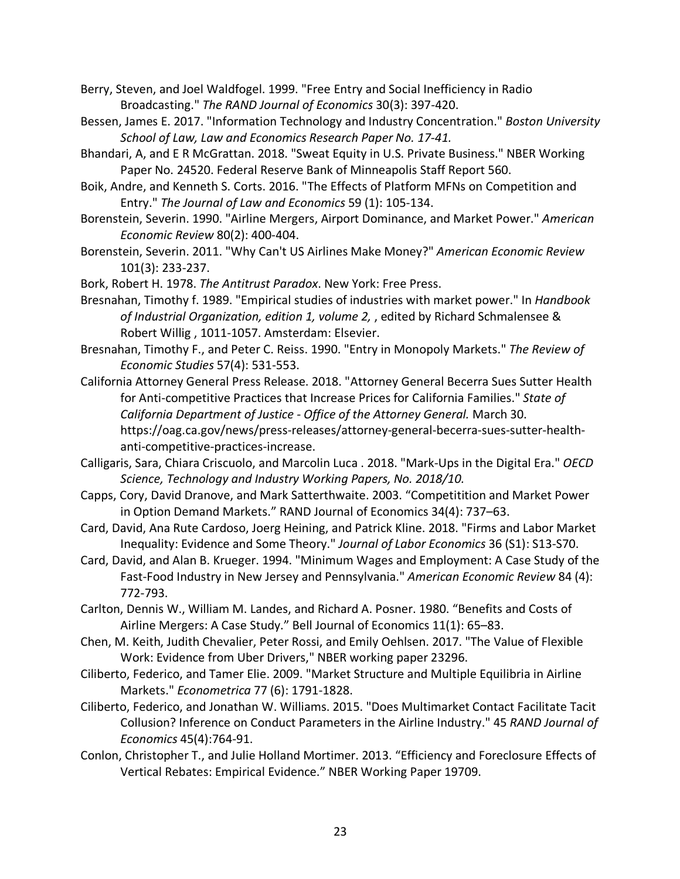Berry, Steven, and Joel Waldfogel. 1999. "Free Entry and Social Inefficiency in Radio Broadcasting." *The RAND Journal of Economics* 30(3): 397-420.

Bessen, James E. 2017. "Information Technology and Industry Concentration." *Boston University School of Law, Law and Economics Research Paper No. 17-41.*

Bhandari, A, and E R McGrattan. 2018. "Sweat Equity in U.S. Private Business." NBER Working Paper No. 24520. Federal Reserve Bank of Minneapolis Staff Report 560.

Boik, Andre, and Kenneth S. Corts. 2016. "The Effects of Platform MFNs on Competition and Entry." *The Journal of Law and Economics* 59 (1): 105-134.

Borenstein, Severin. 1990. "Airline Mergers, Airport Dominance, and Market Power." *American Economic Review* 80(2): 400-404.

Borenstein, Severin. 2011. "Why Can't US Airlines Make Money?" *American Economic Review* 101(3): 233-237.

Bork, Robert H. 1978. *The Antitrust Paradox*. New York: Free Press.

Bresnahan, Timothy f. 1989. "Empirical studies of industries with market power." In *Handbook of Industrial Organization, edition 1, volume 2,* , edited by Richard Schmalensee & Robert Willig , 1011-1057. Amsterdam: Elsevier.

Bresnahan, Timothy F., and Peter C. Reiss. 1990. "Entry in Monopoly Markets." *The Review of Economic Studies* 57(4): 531-553.

California Attorney General Press Release. 2018. "Attorney General Becerra Sues Sutter Health for Anti-competitive Practices that Increase Prices for California Families." *State of California Department of Justice - Office of the Attorney General.* March 30. https://oag.ca.gov/news/press-releases/attorney-general-becerra-sues-sutter-health-anti-competitive-practices-increase.

Calligaris, Sara, Chiara Criscuolo, and Marcolin Luca . 2018. "Mark-Ups in the Digital Era." *OECD Science, Technology and Industry Working Papers, No. 2018/10.*

Capps, Cory, David Dranove, and Mark Satterthwaite. 2003. "Competitition and Market Power in Option Demand Markets." RAND Journal of Economics 34(4): 737–63.

Card, David, Ana Rute Cardoso, Joerg Heining, and Patrick Kline. 2018. "Firms and Labor Market Inequality: Evidence and Some Theory." *Journal of Labor Economics* 36 (S1): S13-S70.

Card, David, and Alan B. Krueger. 1994. "Minimum Wages and Employment: A Case Study of the Fast-Food Industry in New Jersey and Pennsylvania." *American Economic Review* 84 (4): 772-793.

Carlton, Dennis W., William M. Landes, and Richard A. Posner. 1980. "Benefits and Costs of Airline Mergers: A Case Study." Bell Journal of Economics 11(1): 65–83.

Chen, M. Keith, Judith Chevalier, Peter Rossi, and Emily Oehlsen. 2017. "The Value of Flexible Work: Evidence from Uber Drivers," NBER working paper 23296.

Ciliberto, Federico, and Tamer Elie. 2009. "Market Structure and Multiple Equilibria in Airline Markets." *Econometrica* 77 (6): 1791-1828.

Ciliberto, Federico, and Jonathan W. Williams. 2015. "Does Multimarket Contact Facilitate Tacit Collusion? Inference on Conduct Parameters in the Airline Industry." 45 *RAND Journal of Economics* 45(4):764-91.

Conlon, Christopher T., and Julie Holland Mortimer. 2013. "Efficiency and Foreclosure Effects of Vertical Rebates: Empirical Evidence." NBER Working Paper 19709.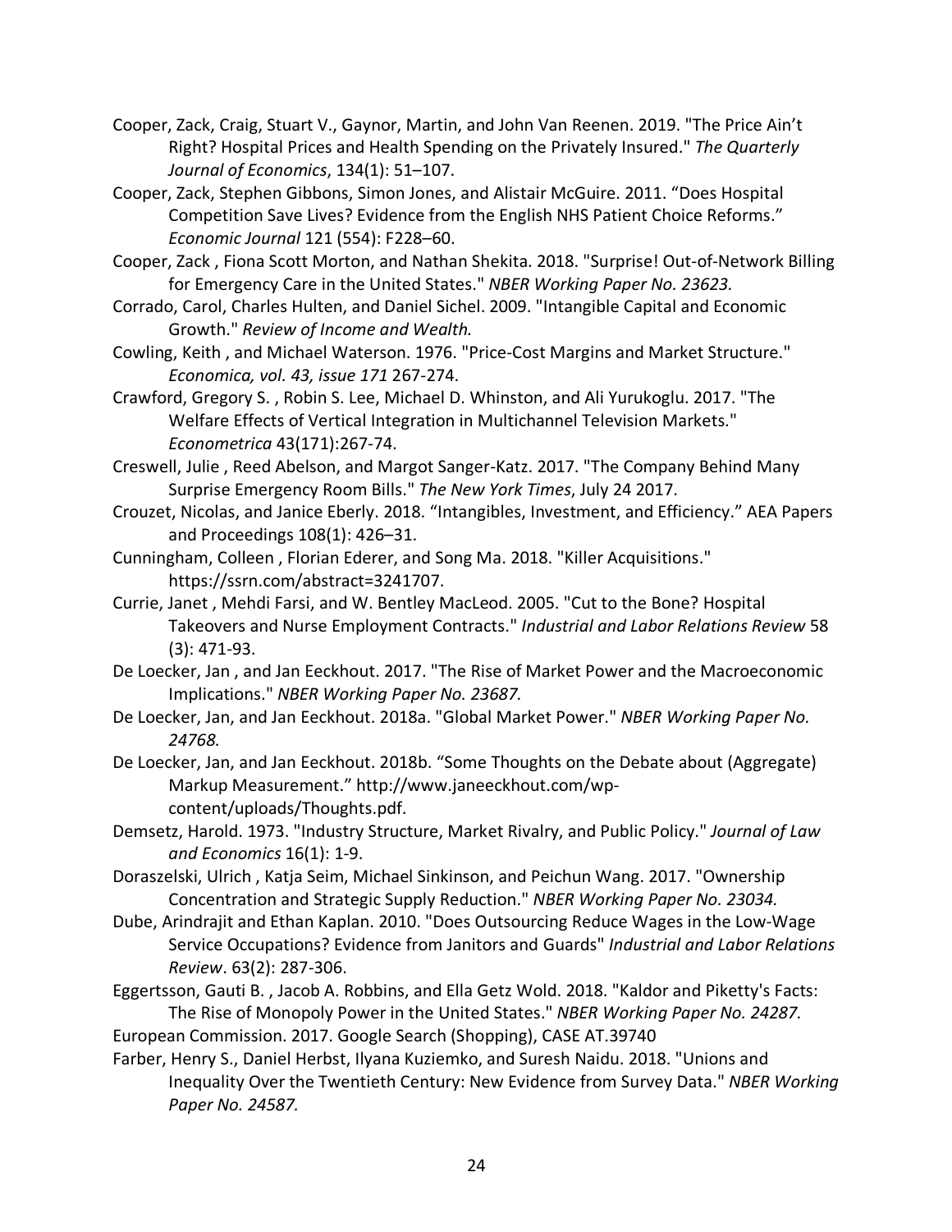Cooper, Zack, Craig, Stuart V., Gaynor, Martin, and John Van Reenen. 2019. "The Price Ain't Right? Hospital Prices and Health Spending on the Privately Insured." *The Quarterly Journal of Economics*, 134(1): 51–107.

Cooper, Zack, Stephen Gibbons, Simon Jones, and Alistair McGuire. 2011. "Does Hospital Competition Save Lives? Evidence from the English NHS Patient Choice Reforms." *Economic Journal* 121 (554): F228–60.

Cooper, Zack , Fiona Scott Morton, and Nathan Shekita. 2018. "Surprise! Out-of-Network Billing for Emergency Care in the United States." *NBER Working Paper No. 23623.*

Corrado, Carol, Charles Hulten, and Daniel Sichel. 2009. "Intangible Capital and Economic Growth." *Review of Income and Wealth.*

Cowling, Keith , and Michael Waterson. 1976. "Price-Cost Margins and Market Structure." *Economica, vol. 43, issue 171* 267-274.

Crawford, Gregory S. , Robin S. Lee, Michael D. Whinston, and Ali Yurukoglu. 2017. "The Welfare Effects of Vertical Integration in Multichannel Television Markets." *Econometrica* 43(171):267-74.

Creswell, Julie , Reed Abelson, and Margot Sanger-Katz. 2017. "The Company Behind Many Surprise Emergency Room Bills." *The New York Times*, July 24 2017.

Crouzet, Nicolas, and Janice Eberly. 2018. "Intangibles, Investment, and Efficiency." AEA Papers and Proceedings 108(1): 426–31.

Cunningham, Colleen , Florian Ederer, and Song Ma. 2018. "Killer Acquisitions." https://ssrn.com/abstract=3241707.

Currie, Janet , Mehdi Farsi, and W. Bentley MacLeod. 2005. "Cut to the Bone? Hospital Takeovers and Nurse Employment Contracts." *Industrial and Labor Relations Review* 58 (3): 471-93.

De Loecker, Jan , and Jan Eeckhout. 2017. "The Rise of Market Power and the Macroeconomic Implications." *NBER Working Paper No. 23687.*

De Loecker, Jan, and Jan Eeckhout. 2018a. "Global Market Power." *NBER Working Paper No. 24768.*

De Loecker, Jan, and Jan Eeckhout. 2018b. "Some Thoughts on the Debate about (Aggregate) Markup Measurement." http://www.janeeckhout.com/wp-content/uploads/Thoughts.pdf.

Demsetz, Harold. 1973. "Industry Structure, Market Rivalry, and Public Policy." *Journal of Law and Economics* 16(1): 1-9.

Doraszelski, Ulrich , Katja Seim, Michael Sinkinson, and Peichun Wang. 2017. "Ownership Concentration and Strategic Supply Reduction." *NBER Working Paper No. 23034.*

Dube, Arindrajit and Ethan Kaplan. 2010. "Does Outsourcing Reduce Wages in the Low-Wage Service Occupations? Evidence from Janitors and Guards" *Industrial and Labor Relations Review*. 63(2): 287-306.

Eggertsson, Gauti B. , Jacob A. Robbins, and Ella Getz Wold. 2018. "Kaldor and Piketty's Facts: The Rise of Monopoly Power in the United States." *NBER Working Paper No. 24287.*

European Commission. 2017. Google Search (Shopping), CASE AT.39740

Farber, Henry S., Daniel Herbst, Ilyana Kuziemko, and Suresh Naidu. 2018. "Unions and Inequality Over the Twentieth Century: New Evidence from Survey Data." *NBER Working Paper No. 24587.*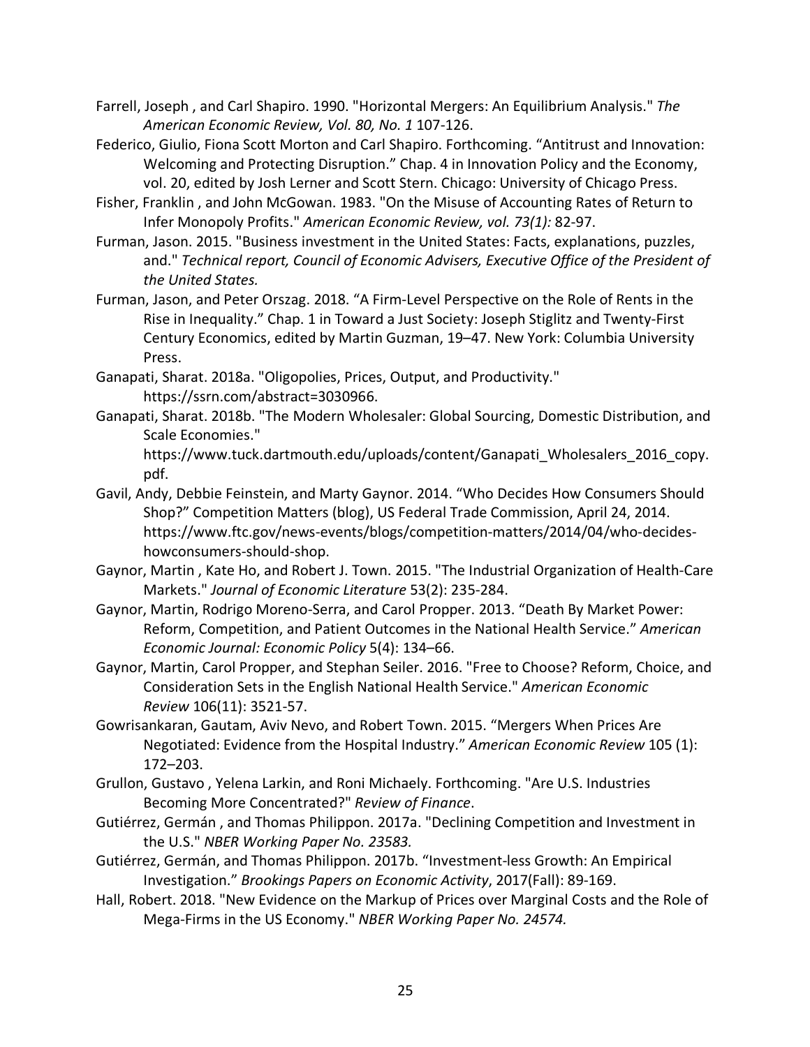Farrell, Joseph , and Carl Shapiro. 1990. "Horizontal Mergers: An Equilibrium Analysis." *The American Economic Review, Vol. 80, No. 1* 107-126.

Federico, Giulio, Fiona Scott Morton and Carl Shapiro. Forthcoming. “Antitrust and Innovation: Welcoming and Protecting Disruption.” Chap. 4 in Innovation Policy and the Economy, vol. 20, edited by Josh Lerner and Scott Stern. Chicago: University of Chicago Press.

Fisher, Franklin , and John McGowan. 1983. "On the Misuse of Accounting Rates of Return to Infer Monopoly Profits." *American Economic Review, vol. 73(1):* 82-97.

Furman, Jason. 2015. "Business investment in the United States: Facts, explanations, puzzles, and." *Technical report, Council of Economic Advisers, Executive Office of the President of the United States.*

Furman, Jason, and Peter Orszag. 2018. “A Firm-Level Perspective on the Role of Rents in the Rise in Inequality.” Chap. 1 in Toward a Just Society: Joseph Stiglitz and Twenty-First Century Economics, edited by Martin Guzman, 19–47. New York: Columbia University Press.

Ganapati, Sharat. 2018a. "Oligopolies, Prices, Output, and Productivity." https://ssrn.com/abstract=3030966.

Ganapati, Sharat. 2018b. "The Modern Wholesaler: Global Sourcing, Domestic Distribution, and Scale Economies." https://www.tuck.dartmouth.edu/uploads/content/Ganapati_Wholesalers_2016_copy.pdf.

Gavil, Andy, Debbie Feinstein, and Marty Gaynor. 2014. “Who Decides How Consumers Should Shop?” Competition Matters (blog), US Federal Trade Commission, April 24, 2014. https://www.ftc.gov/news-events/blogs/competition-matters/2014/04/who-decides-howconsumers-should-shop.

Gaynor, Martin , Kate Ho, and Robert J. Town. 2015. "The Industrial Organization of Health-Care Markets." *Journal of Economic Literature* 53(2): 235-284.

Gaynor, Martin, Rodrigo Moreno-Serra, and Carol Propper. 2013. “Death By Market Power: Reform, Competition, and Patient Outcomes in the National Health Service.” *American Economic Journal: Economic Policy* 5(4): 134–66.

Gaynor, Martin, Carol Propper, and Stephan Seiler. 2016. "Free to Choose? Reform, Choice, and Consideration Sets in the English National Health Service." *American Economic Review* 106(11): 3521-57.

Gowrisankaran, Gautam, Aviv Nevo, and Robert Town. 2015. “Mergers When Prices Are Negotiated: Evidence from the Hospital Industry.” *American Economic Review* 105 (1): 172–203.

Grullon, Gustavo , Yelena Larkin, and Roni Michaely. Forthcoming. "Are U.S. Industries Becoming More Concentrated?" *Review of Finance*.

Gutiérrez, Germán , and Thomas Philippon. 2017a. "Declining Competition and Investment in the U.S." *NBER Working Paper No. 23583.*

Gutiérrez, Germán, and Thomas Philippon. 2017b. “Investment-less Growth: An Empirical Investigation.” *Brookings Papers on Economic Activity*, 2017(Fall): 89-169.

Hall, Robert. 2018. "New Evidence on the Markup of Prices over Marginal Costs and the Role of Mega-Firms in the US Economy." *NBER Working Paper No. 24574.*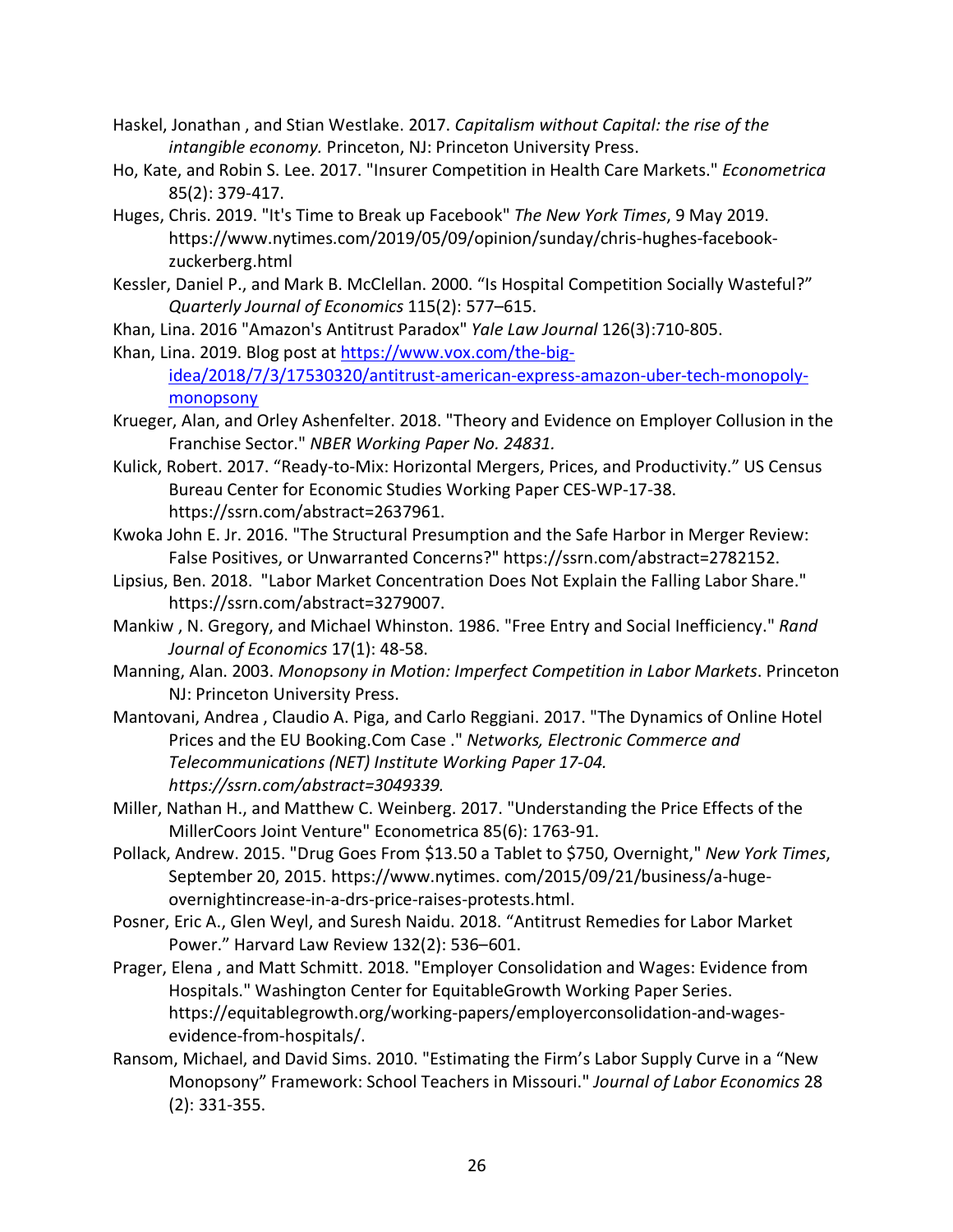Haskel, Jonathan , and Stian Westlake. 2017. *Capitalism without Capital: the rise of the intangible economy.* Princeton, NJ: Princeton University Press.

Ho, Kate, and Robin S. Lee. 2017. "Insurer Competition in Health Care Markets." *Econometrica* 85(2): 379-417.

Huges, Chris. 2019. "It's Time to Break up Facebook" *The New York Times*, 9 May 2019. https://www.nytimes.com/2019/05/09/opinion/sunday/chris-hughes-facebook-zuckerberg.html

Kessler, Daniel P., and Mark B. McClellan. 2000. "Is Hospital Competition Socially Wasteful?" *Quarterly Journal of Economics* 115(2): 577–615.

Khan, Lina. 2016 "Amazon's Antitrust Paradox" *Yale Law Journal* 126(3):710-805.

Khan, Lina. 2019. Blog post at [https://www.vox.com/the-big-idea/2018/7/3/17530320/antitrust-american-express-amazon-uber-tech-monopoly-monopsony](https://www.vox.com/the-big-idea/2018/7/3/17530320/antitrust-american-express-amazon-uber-tech-monopoly-monopsony)

Krueger, Alan, and Orley Ashenfelter. 2018. "Theory and Evidence on Employer Collusion in the Franchise Sector." *NBER Working Paper No. 24831.*

Kulick, Robert. 2017. "Ready-to-Mix: Horizontal Mergers, Prices, and Productivity." US Census Bureau Center for Economic Studies Working Paper CES-WP-17-38. https://ssrn.com/abstract=2637961.

Kwoka John E. Jr. 2016. "The Structural Presumption and the Safe Harbor in Merger Review: False Positives, or Unwarranted Concerns?" https://ssrn.com/abstract=2782152.

Lipsius, Ben. 2018. "Labor Market Concentration Does Not Explain the Falling Labor Share." https://ssrn.com/abstract=3279007.

Mankiw , N. Gregory, and Michael Whinston. 1986. "Free Entry and Social Inefficiency." *Rand Journal of Economics* 17(1): 48-58.

Manning, Alan. 2003. *Monopsony in Motion: Imperfect Competition in Labor Markets*. Princeton NJ: Princeton University Press.

Mantovani, Andrea , Claudio A. Piga, and Carlo Reggiani. 2017. "The Dynamics of Online Hotel Prices and the EU Booking.Com Case ." *Networks, Electronic Commerce and Telecommunications (NET) Institute Working Paper 17-04. https://ssrn.com/abstract=3049339.*

Miller, Nathan H., and Matthew C. Weinberg. 2017. "Understanding the Price Effects of the MillerCoors Joint Venture" Econometrica 85(6): 1763-91.

Pollack, Andrew. 2015. "Drug Goes From $13.50 a Tablet to $750, Overnight," *New York Times*, September 20, 2015. https://www.nytimes. com/2015/09/21/business/a-huge-overnightincrease-in-a-drs-price-raises-protests.html.

Posner, Eric A., Glen Weyl, and Suresh Naidu. 2018. "Antitrust Remedies for Labor Market Power." Harvard Law Review 132(2): 536–601.

Prager, Elena , and Matt Schmitt. 2018. "Employer Consolidation and Wages: Evidence from Hospitals." Washington Center for EquitableGrowth Working Paper Series. https://equitablegrowth.org/working-papers/employerconsolidation-and-wages-evidence-from-hospitals/.

Ransom, Michael, and David Sims. 2010. "Estimating the Firm's Labor Supply Curve in a "New Monopsony" Framework: School Teachers in Missouri." *Journal of Labor Economics* 28 (2): 331-355.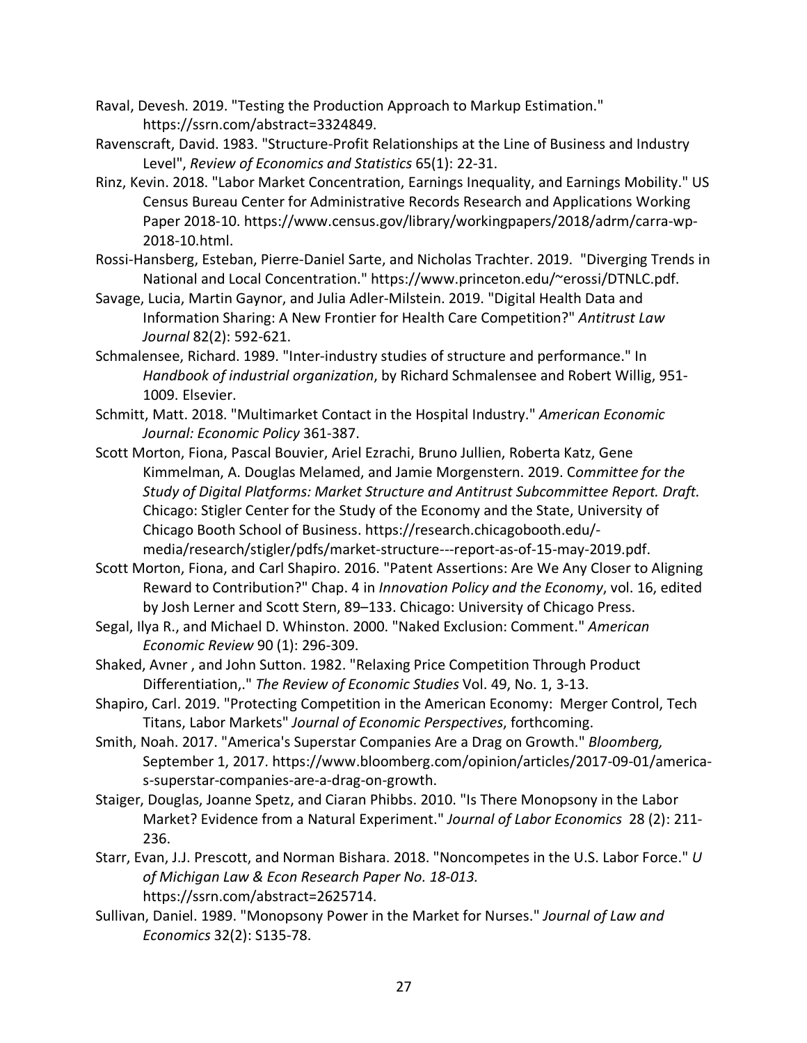Raval, Devesh. 2019. "Testing the Production Approach to Markup Estimation." https://ssrn.com/abstract=3324849.

Ravenscraft, David. 1983. "Structure-Profit Relationships at the Line of Business and Industry Level", *Review of Economics and Statistics* 65(1): 22-31.

Rinz, Kevin. 2018. "Labor Market Concentration, Earnings Inequality, and Earnings Mobility." US Census Bureau Center for Administrative Records Research and Applications Working Paper 2018-10. https://www.census.gov/library/workingpapers/2018/adrm/carra-wp-2018-10.html.

Rossi-Hansberg, Esteban, Pierre-Daniel Sarte, and Nicholas Trachter. 2019. "Diverging Trends in National and Local Concentration." https://www.princeton.edu/~erossi/DTNLC.pdf.

Savage, Lucia, Martin Gaynor, and Julia Adler-Milstein. 2019. "Digital Health Data and Information Sharing: A New Frontier for Health Care Competition?" *Antitrust Law Journal* 82(2): 592-621.

Schmalensee, Richard. 1989. "Inter-industry studies of structure and performance." In *Handbook of industrial organization*, by Richard Schmalensee and Robert Willig, 951-1009. Elsevier.

Schmitt, Matt. 2018. "Multimarket Contact in the Hospital Industry." *American Economic Journal: Economic Policy* 361-387.

Scott Morton, Fiona, Pascal Bouvier, Ariel Ezrachi, Bruno Jullien, Roberta Katz, Gene Kimmelman, A. Douglas Melamed, and Jamie Morgenstern. 2019. C*ommittee for the Study of Digital Platforms: Market Structure and Antitrust Subcommittee Report. Draft.* Chicago: Stigler Center for the Study of the Economy and the State, University of Chicago Booth School of Business. https://research.chicagobooth.edu/-media/research/stigler/pdfs/market-structure---report-as-of-15-may-2019.pdf.

Scott Morton, Fiona, and Carl Shapiro. 2016. "Patent Assertions: Are We Any Closer to Aligning Reward to Contribution?" Chap. 4 in *Innovation Policy and the Economy*, vol. 16, edited by Josh Lerner and Scott Stern, 89–133. Chicago: University of Chicago Press.

Segal, Ilya R., and Michael D. Whinston. 2000. "Naked Exclusion: Comment." *American Economic Review* 90 (1): 296-309.

Shaked, Avner , and John Sutton. 1982. "Relaxing Price Competition Through Product Differentiation,." *The Review of Economic Studies* Vol. 49, No. 1, 3-13.

Shapiro, Carl. 2019. "Protecting Competition in the American Economy: Merger Control, Tech Titans, Labor Markets" *Journal of Economic Perspectives*, forthcoming.

Smith, Noah. 2017. "America's Superstar Companies Are a Drag on Growth." *Bloomberg,* September 1, 2017. https://www.bloomberg.com/opinion/articles/2017-09-01/america-s-superstar-companies-are-a-drag-on-growth.

Staiger, Douglas, Joanne Spetz, and Ciaran Phibbs. 2010. "Is There Monopsony in the Labor Market? Evidence from a Natural Experiment." *Journal of Labor Economics* 28 (2): 211-236.

Starr, Evan, J.J. Prescott, and Norman Bishara. 2018. "Noncompetes in the U.S. Labor Force." *U of Michigan Law & Econ Research Paper No. 18-013.* https://ssrn.com/abstract=2625714.

Sullivan, Daniel. 1989. "Monopsony Power in the Market for Nurses." *Journal of Law and Economics* 32(2): S135-78.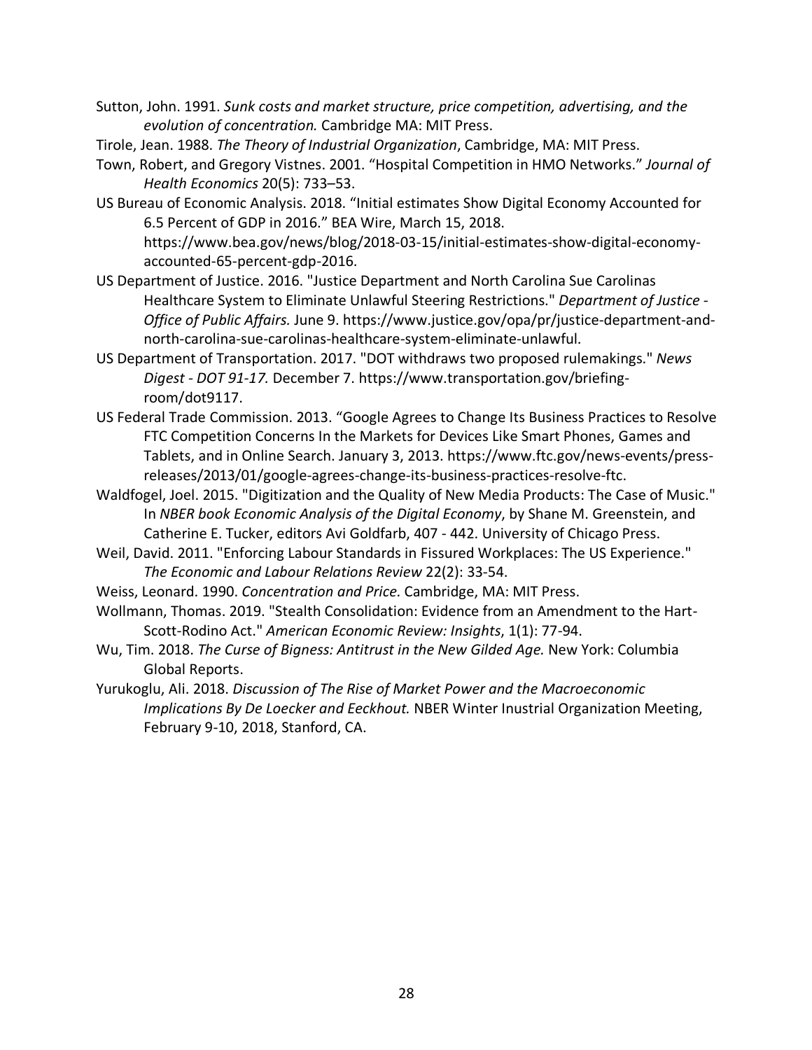Sutton, John. 1991. *Sunk costs and market structure, price competition, advertising, and the evolution of concentration.* Cambridge MA: MIT Press.

Tirole, Jean. 1988. *The Theory of Industrial Organization*, Cambridge, MA: MIT Press.

Town, Robert, and Gregory Vistnes. 2001. "Hospital Competition in HMO Networks." *Journal of Health Economics* 20(5): 733–53.

US Bureau of Economic Analysis. 2018. "Initial estimates Show Digital Economy Accounted for 6.5 Percent of GDP in 2016." BEA Wire, March 15, 2018. https://www.bea.gov/news/blog/2018-03-15/initial-estimates-show-digital-economy-accounted-65-percent-gdp-2016.

US Department of Justice. 2016. "Justice Department and North Carolina Sue Carolinas Healthcare System to Eliminate Unlawful Steering Restrictions." *Department of Justice - Office of Public Affairs.* June 9. https://www.justice.gov/opa/pr/justice-department-and-north-carolina-sue-carolinas-healthcare-system-eliminate-unlawful.

US Department of Transportation. 2017. "DOT withdraws two proposed rulemakings." *News Digest - DOT 91-17.* December 7. https://www.transportation.gov/briefing-room/dot9117.

US Federal Trade Commission. 2013. "Google Agrees to Change Its Business Practices to Resolve FTC Competition Concerns In the Markets for Devices Like Smart Phones, Games and Tablets, and in Online Search. January 3, 2013. https://www.ftc.gov/news-events/press-releases/2013/01/google-agrees-change-its-business-practices-resolve-ftc.

Waldfogel, Joel. 2015. "Digitization and the Quality of New Media Products: The Case of Music." In *NBER book Economic Analysis of the Digital Economy*, by Shane M. Greenstein, and Catherine E. Tucker, editors Avi Goldfarb, 407 - 442. University of Chicago Press.

Weil, David. 2011. "Enforcing Labour Standards in Fissured Workplaces: The US Experience." *The Economic and Labour Relations Review* 22(2): 33-54.

Weiss, Leonard. 1990. *Concentration and Price.* Cambridge, MA: MIT Press.

Wollmann, Thomas. 2019. "Stealth Consolidation: Evidence from an Amendment to the Hart-Scott-Rodino Act." *American Economic Review: Insights*, 1(1): 77-94.

Wu, Tim. 2018. *The Curse of Bigness: Antitrust in the New Gilded Age.* New York: Columbia Global Reports.

Yurukoglu, Ali. 2018. *Discussion of The Rise of Market Power and the Macroeconomic Implications By De Loecker and Eeckhout.* NBER Winter Inustrial Organization Meeting, February 9-10, 2018, Stanford, CA.